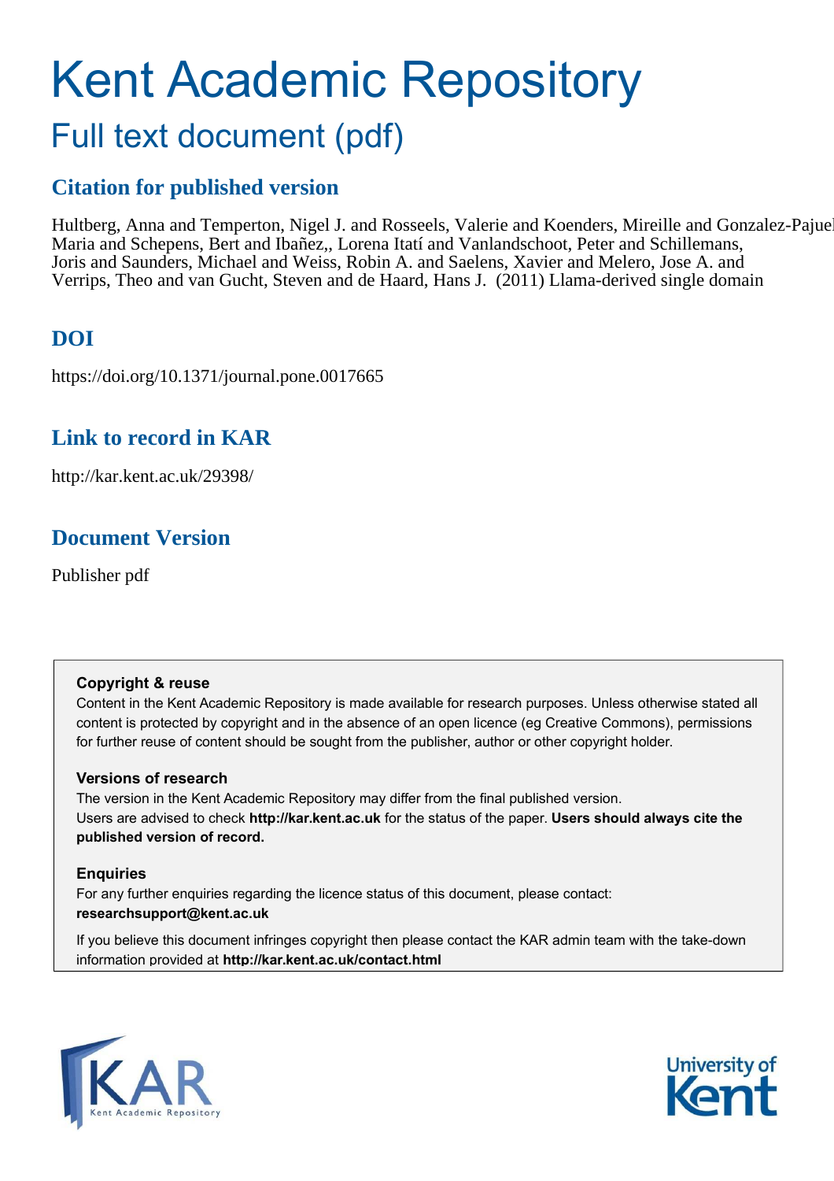# Kent Academic Repository

## Full text document (pdf)

### Citation for published version

Hultberg, Anna and Temperton, Nigel J. and Rosseels, Valerie and Koenders, Mireille and Gonzalez-Pajuel Maria and Schepens, Bert and Ibañez,, Lorena Itatí and Vanlandschoot, Peter and Schillemans, Joris and Saunders, Michael and Weiss, Robin A. and Saelens, Xavier and Melero, Jose A. and Verrips, Theo and van Gucht, Steven and de Haard, Hans J. (2011) Llama-derived single domain

### DOI

https://doi.org/10.1371/journal.pone.0017665

### Link to record in KAR

http://kar.kent.ac.uk/29398/

### Document Version

Publisher pdf

**Copyright & reuse**

Content in the Kent Academic Repository is made available for research purposes. Unless otherwise stated all content is protected by copyright and in the absence of an open licence (eg Creative Commons), permissions for further reuse of content should be sought from the publisher, author or other copyright holder.

**Versions of research**

The version in the Kent Academic Repository may differ from the final published version. Users are advised to check **http://kar.kent.ac.uk** for the status of the paper. **Users should always cite the published version of record.**

**Enquiries**

For any further enquiries regarding the licence status of this document, please contact: **researchsupport@kent.ac.uk**

If you believe this document infringes copyright then please contact the KAR admin team with the take-down information provided at **http://kar.kent.ac.uk/contact.html**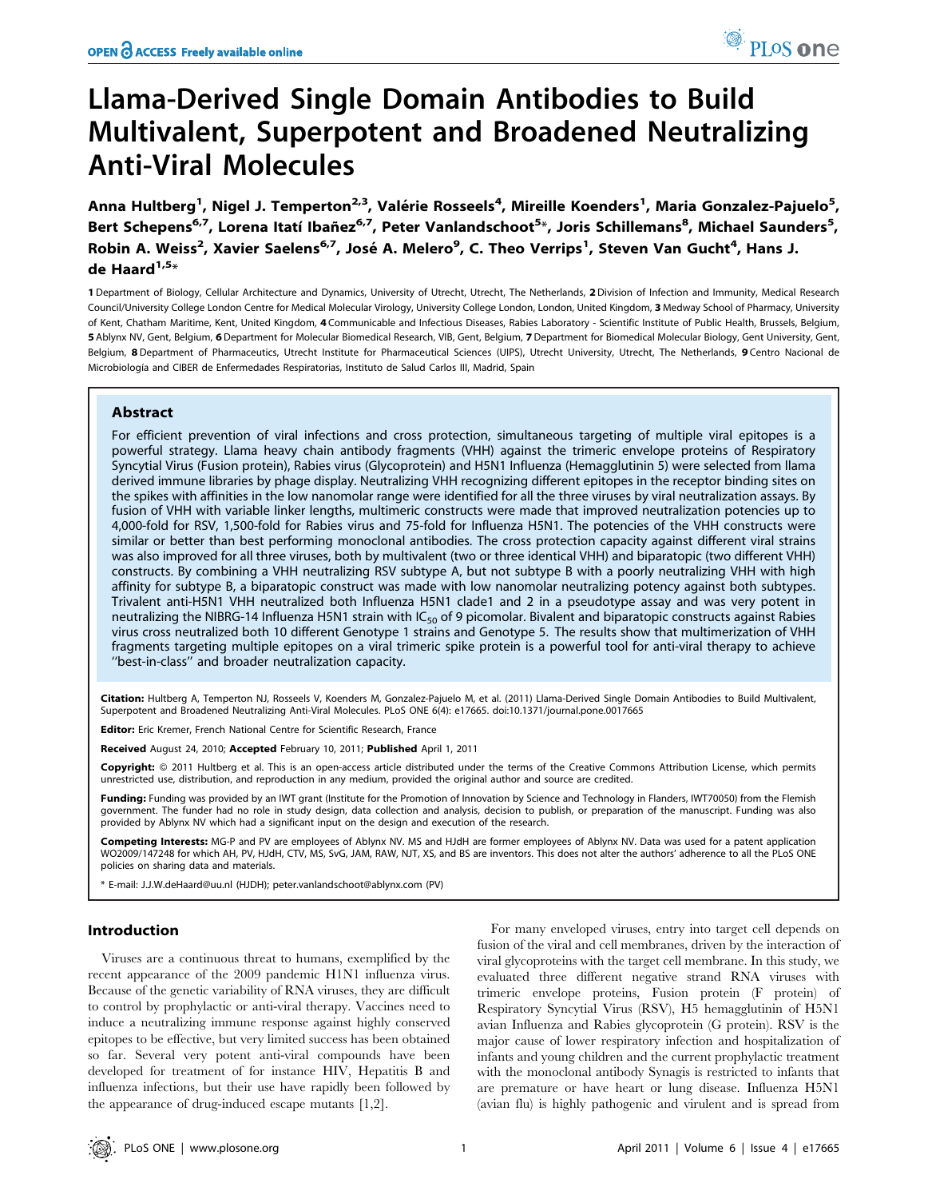# Llama-Derived Single Domain Antibodies to Build Multivalent, Superpotent and Broadened Neutralizing Anti-Viral Molecules

**Anna Hultberg[1], Nigel J. Temperton[2,3], Valérie Rosseels[4], Mireille Koenders[1], Maria Gonzalez-Pajuelo[5], Bert Schepens[6,7], Lorena Itatí Ibañez[6,7], Peter Vanlandschoot[5]*, Joris Schillemans[8], Michael Saunders[5], Robin A. Weiss[2], Xavier Saelens[6,7], José A. Melero[9], C. Theo Verrips[1], Steven Van Gucht[4], Hans J. de Haard[1,5]***

1 Department of Biology, Cellular Architecture and Dynamics, University of Utrecht, Utrecht, The Netherlands, 2 Division of Infection and Immunity, Medical Research Council/University College London Centre for Medical Molecular Virology, University College London, London, United Kingdom, 3 Medway School of Pharmacy, University of Kent, Chatham Maritime, Kent, United Kingdom, 4 Communicable and Infectious Diseases, Rabies Laboratory - Scientific Institute of Public Health, Brussels, Belgium, 5 Ablynx NV, Gent, Belgium, 6 Department for Molecular Biomedical Research, VIB, Gent, Belgium, 7 Department for Biomedical Molecular Biology, Gent University, Gent, Belgium, 8 Department of Pharmaceutics, Utrecht Institute for Pharmaceutical Sciences (UIPS), Utrecht University, Utrecht, The Netherlands, 9 Centro Nacional de Microbiología and CIBER de Enfermedades Respiratorias, Instituto de Salud Carlos III, Madrid, Spain

## Abstract

For efficient prevention of viral infections and cross protection, simultaneous targeting of multiple viral epitopes is a powerful strategy. Llama heavy chain antibody fragments (VHH) against the trimeric envelope proteins of Respiratory Syncytial Virus (Fusion protein), Rabies virus (Glycoprotein) and H5N1 Influenza (Hemagglutinin 5) were selected from llama derived immune libraries by phage display. Neutralizing VHH recognizing different epitopes in the receptor binding sites on the spikes with affinities in the low nanomolar range were identified for all the three viruses by viral neutralization assays. By fusion of VHH with variable linker lengths, multimeric constructs were made that improved neutralization potencies up to 4,000-fold for RSV, 1,500-fold for Rabies virus and 75-fold for Influenza H5N1. The potencies of the VHH constructs were similar or better than best performing monoclonal antibodies. The cross protection capacity against different viral strains was also improved for all three viruses, both by multivalent (two or three identical VHH) and biparatopic (two different VHH) constructs. By combining a VHH neutralizing RSV subtype A, but not subtype B with a poorly neutralizing VHH with high affinity for subtype B, a biparatopic construct was made with low nanomolar neutralizing potency against both subtypes. Trivalent anti-H5N1 VHH neutralized both Influenza H5N1 clade1 and 2 in a pseudotype assay and was very potent in neutralizing the NIBRG-14 Influenza H5N1 strain with $IC_{50}$ of 9 picomolar. Bivalent and biparatopic constructs against Rabies virus cross neutralized both 10 different Genotype 1 strains and Genotype 5. The results show that multimerization of VHH fragments targeting multiple epitopes on a viral trimeric spike protein is a powerful tool for anti-viral therapy to achieve "best-in-class" and broader neutralization capacity.

**Citation:** Hultberg A, Temperton NJ, Rosseels V, Koenders M, Gonzalez-Pajuelo M, et al. (2011) Llama-Derived Single Domain Antibodies to Build Multivalent, Superpotent and Broadened Neutralizing Anti-Viral Molecules. PLoS ONE 6(4): e17665. doi:10.1371/journal.pone.0017665

**Editor:** Eric Kremer, French National Centre for Scientific Research, France

**Received** August 24, 2010; **Accepted** February 10, 2011; **Published** April 1, 2011

**Copyright:** © 2011 Hultberg et al. This is an open-access article distributed under the terms of the Creative Commons Attribution License, which permits unrestricted use, distribution, and reproduction in any medium, provided the original author and source are credited.

**Funding:** Funding was provided by an IWT grant (Institute for the Promotion of Innovation by Science and Technology in Flanders, IWT70050) from the Flemish government. The funder had no role in study design, data collection and analysis, decision to publish, or preparation of the manuscript. Funding was also provided by Ablynx NV which had a significant input on the design and execution of the research.

**Competing Interests:** MG-P and PV are employees of Ablynx NV. MS and HJdH are former employees of Ablynx NV. Data was used for a patent application WO2009/147248 for which AH, PV, HJdH, CTV, MS, SvG, JAM, RAW, NJT, XS, and BS are inventors. This does not alter the authors' adherence to all the PLoS ONE policies on sharing data and materials.

\* E-mail: J.J.W.deHaard@uu.nl (HJDH); peter.vanlandschoot@ablynx.com (PV)

## Introduction

Viruses are a continuous threat to humans, exemplified by the recent appearance of the 2009 pandemic H1N1 influenza virus. Because of the genetic variability of RNA viruses, they are difficult to control by prophylactic or anti-viral therapy. Vaccines need to induce a neutralizing immune response against highly conserved epitopes to be effective, but very limited success has been obtained so far. Several very potent anti-viral compounds have been developed for treatment of for instance HIV, Hepatitis B and influenza infections, but their use have rapidly been followed by the appearance of drug-induced escape mutants [1,2].

For many enveloped viruses, entry into target cell depends on fusion of the viral and cell membranes, driven by the interaction of viral glycoproteins with the target cell membrane. In this study, we evaluated three different negative strand RNA viruses with trimeric envelope proteins, Fusion protein (F protein) of Respiratory Syncytial Virus (RSV), H5 hemagglutinin of H5N1 avian Influenza and Rabies glycoprotein (G protein). RSV is the major cause of lower respiratory infection and hospitalization of infants and young children and the current prophylactic treatment with the monoclonal antibody Synagis is restricted to infants that are premature or have heart or lung disease. Influenza H5N1 (avian flu) is highly pathogenic and virulent and is spread from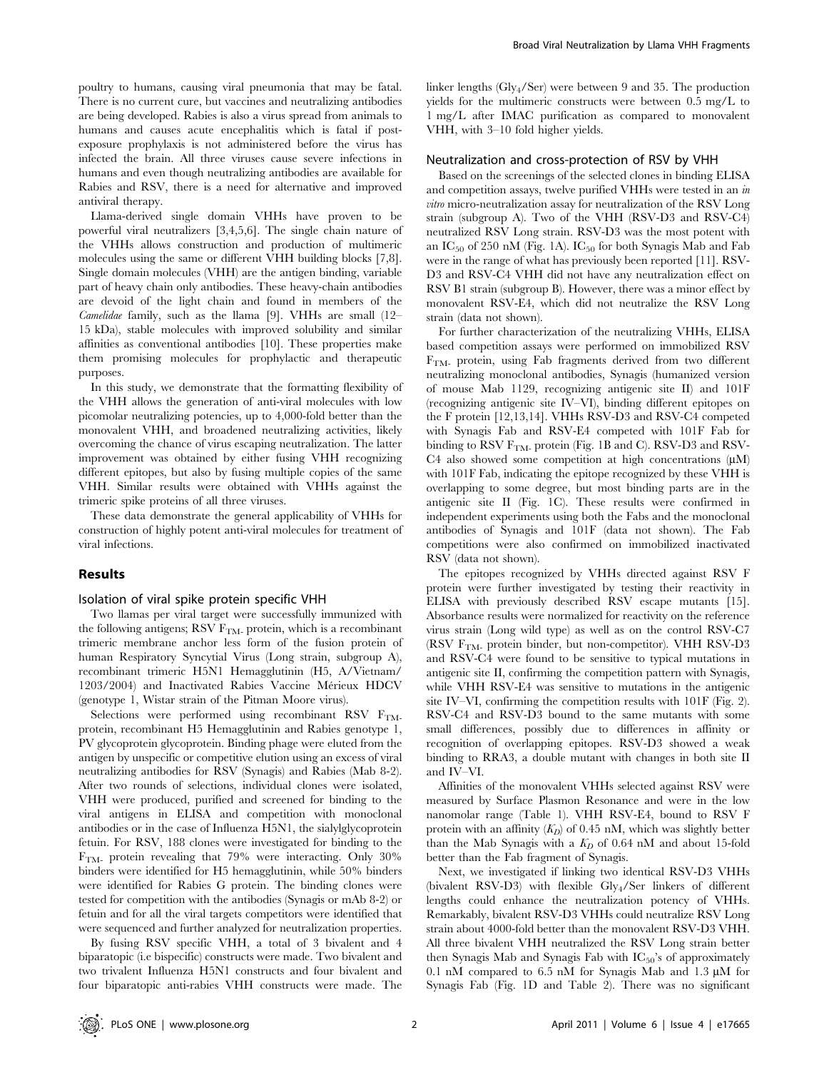poultry to humans, causing viral pneumonia that may be fatal. There is no current cure, but vaccines and neutralizing antibodies are being developed. Rabies is also a virus spread from animals to humans and causes acute encephalitis which is fatal if post-exposure prophylaxis is not administered before the virus has infected the brain. All three viruses cause severe infections in humans and even though neutralizing antibodies are available for Rabies and RSV, there is a need for alternative and improved antiviral therapy.

Llama-derived single domain VHHs have proven to be powerful viral neutralizers [3,4,5,6]. The single chain nature of the VHHs allows construction and production of multimeric molecules using the same or different VHH building blocks [7,8]. Single domain molecules (VHH) are the antigen binding, variable part of heavy chain only antibodies. These heavy-chain antibodies are devoid of the light chain and found in members of the *Camelidae* family, such as the llama [9]. VHHs are small (12–15 kDa), stable molecules with improved solubility and similar affinities as conventional antibodies [10]. These properties make them promising molecules for prophylactic and therapeutic purposes.

In this study, we demonstrate that the formatting flexibility of the VHH allows the generation of anti-viral molecules with low picomolar neutralizing potencies, up to 4,000-fold better than the monovalent VHH, and broadened neutralizing activities, likely overcoming the chance of virus escaping neutralization. The latter improvement was obtained by either fusing VHH recognizing different epitopes, but also by fusing multiple copies of the same VHH. Similar results were obtained with VHHs against the trimeric spike proteins of all three viruses.

These data demonstrate the general applicability of VHHs for construction of highly potent anti-viral molecules for treatment of viral infections.

## Results

### Isolation of viral spike protein specific VHH

Two llamas per viral target were successfully immunized with the following antigens; RSV $F_{TM-}$ protein, which is a recombinant trimeric membrane anchor less form of the fusion protein of human Respiratory Syncytial Virus (Long strain, subgroup A), recombinant trimeric H5N1 Hemagglutinin (H5, A/Vietnam/1203/2004) and Inactivated Rabies Vaccine Mérieux HDCV (genotype 1, Wistar strain of the Pitman Moore virus).

Selections were performed using recombinant RSV $F_{TM-}$ protein, recombinant H5 Hemagglutinin and Rabies genotype 1, PV glycoprotein glycoprotein. Binding phage were eluted from the antigen by unspecific or competitive elution using an excess of viral neutralizing antibodies for RSV (Synagis) and Rabies (Mab 8-2). After two rounds of selections, individual clones were isolated, VHH were produced, purified and screened for binding to the viral antigens in ELISA and competition with monoclonal antibodies or in the case of Influenza H5N1, the sialylglycoprotein fetuin. For RSV, 188 clones were investigated for binding to the $F_{TM-}$ protein revealing that 79% were interacting. Only 30% binders were identified for H5 hemagglutinin, while 50% binders were identified for Rabies G protein. The binding clones were tested for competition with the antibodies (Synagis or mAb 8-2) or fetuin and for all the viral targets competitors were identified that were sequenced and further analyzed for neutralization properties.

By fusing RSV specific VHH, a total of 3 bivalent and 4 biparatopic (i.e bispecific) constructs were made. Two bivalent and two trivalent Influenza H5N1 constructs and four bivalent and four biparatopic anti-rabies VHH constructs were made. The linker lengths (Gly$_4$/Ser) were between 9 and 35. The production yields for the multimeric constructs were between 0.5 mg/L to 1 mg/L after IMAC purification as compared to monovalent VHH, with 3–10 fold higher yields.

### Neutralization and cross-protection of RSV by VHH

Based on the screenings of the selected clones in binding ELISA and competition assays, twelve purified VHHs were tested in an *in vitro* micro-neutralization assay for neutralization of the RSV Long strain (subgroup A). Two of the VHH (RSV-D3 and RSV-C4) neutralized RSV Long strain. RSV-D3 was the most potent with an $IC_{50}$ of 250 nM (Fig. 1A). $IC_{50}$ for both Synagis Mab and Fab were in the range of what has previously been reported [11]. RSV-D3 and RSV-C4 VHH did not have any neutralization effect on RSV B1 strain (subgroup B). However, there was a minor effect by monovalent RSV-E4, which did not neutralize the RSV Long strain (data not shown).

For further characterization of the neutralizing VHHs, ELISA based competition assays were performed on immobilized RSV $F_{TM-}$ protein, using Fab fragments derived from two different neutralizing monoclonal antibodies, Synagis (humanized version of mouse Mab 1129, recognizing antigenic site II) and 101F (recognizing antigenic site IV–VI), binding different epitopes on the F protein [12,13,14]. VHHs RSV-D3 and RSV-C4 competed with Synagis Fab and RSV-E4 competed with 101F Fab for binding to RSV $F_{TM-}$ protein (Fig. 1B and C). RSV-D3 and RSV-C4 also showed some competition at high concentrations (μM) with 101F Fab, indicating the epitope recognized by these VHH is overlapping to some degree, but most binding parts are in the antigenic site II (Fig. 1C). These results were confirmed in independent experiments using both the Fabs and the monoclonal antibodies of Synagis and 101F (data not shown). The Fab competitions were also confirmed on immobilized inactivated RSV (data not shown).

The epitopes recognized by VHHs directed against RSV F protein were further investigated by testing their reactivity in ELISA with previously described RSV escape mutants [15]. Absorbance results were normalized for reactivity on the reference virus strain (Long wild type) as well as on the control RSV-C7 (RSV $F_{TM-}$ protein binder, but non-competitor). VHH RSV-D3 and RSV-C4 were found to be sensitive to typical mutations in antigenic site II, confirming the competition pattern with Synagis, while VHH RSV-E4 was sensitive to mutations in the antigenic site IV–VI, confirming the competition results with 101F (Fig. 2). RSV-C4 and RSV-D3 bound to the same mutants with some small differences, possibly due to differences in affinity or recognition of overlapping epitopes. RSV-D3 showed a weak binding to RRA3, a double mutant with changes in both site II and IV–VI.

Affinities of the monovalent VHHs selected against RSV were measured by Surface Plasmon Resonance and were in the low nanomolar range (Table 1). VHH RSV-E4, bound to RSV F protein with an affinity ($K_D$) of 0.45 nM, which was slightly better than the Mab Synagis with a $K_D$ of 0.64 nM and about 15-fold better than the Fab fragment of Synagis.

Next, we investigated if linking two identical RSV-D3 VHHs (bivalent RSV-D3) with flexible Gly$_4$/Ser linkers of different lengths could enhance the neutralization potency of VHHs. Remarkably, bivalent RSV-D3 VHHs could neutralize RSV Long strain about 4000-fold better than the monovalent RSV-D3 VHH. All three bivalent VHH neutralized the RSV Long strain better then Synagis Mab and Synagis Fab with $IC_{50}$'s of approximately 0.1 nM compared to 6.5 nM for Synagis Mab and 1.3 μM for Synagis Fab (Fig. 1D and Table 2). There was no significant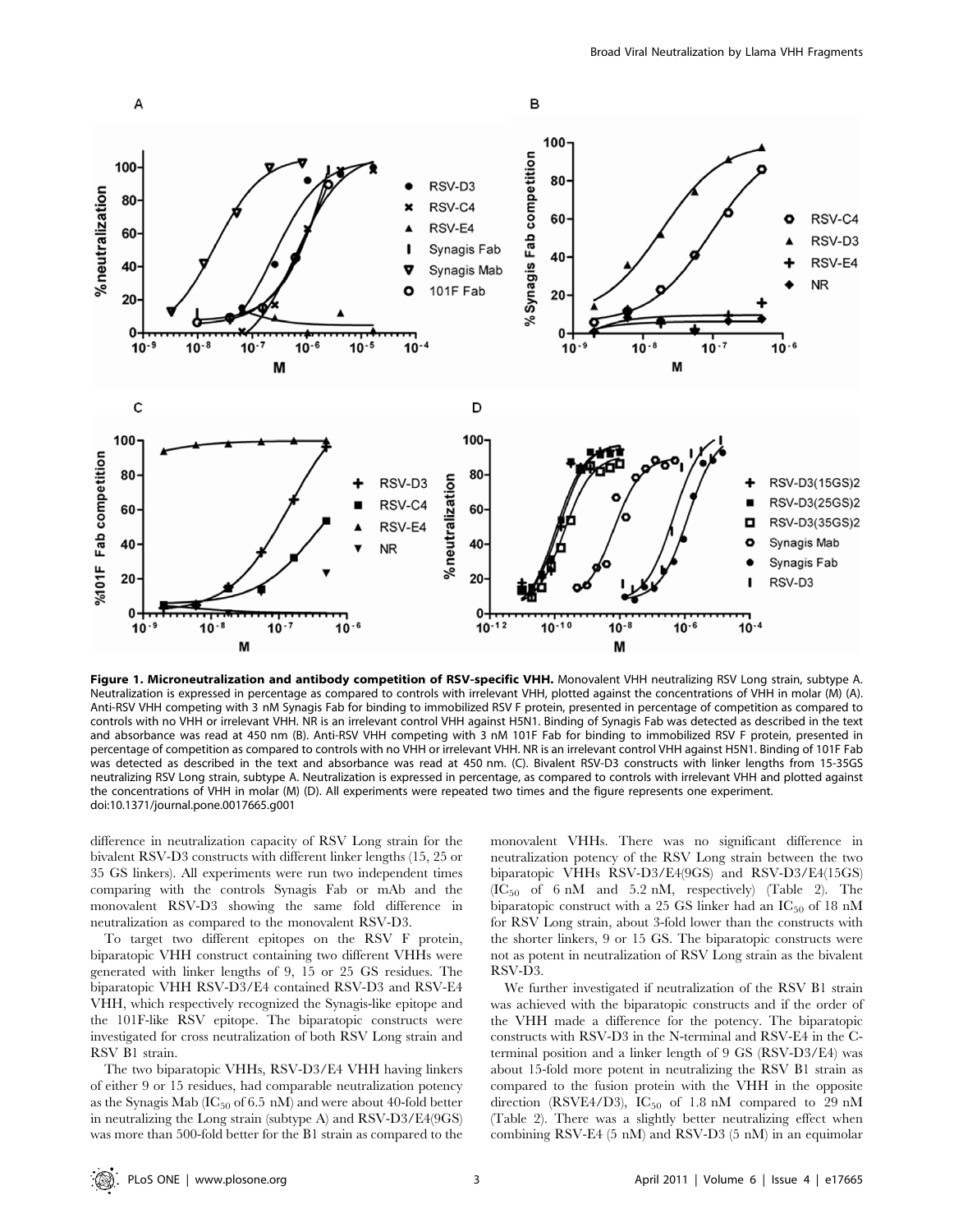**Figure 1. Microneutralization and antibody competition of RSV-specific VHH.** Monovalent VHH neutralizing RSV Long strain, subtype A. Neutralization is expressed in percentage as compared to controls with irrelevant VHH, plotted against the concentrations of VHH in molar (M) (A). Anti-RSV VHH competing with 3 nM Synagis Fab for binding to immobilized RSV F protein, presented in percentage of competition as compared to controls with no VHH or irrelevant VHH. NR is an irrelevant control VHH against H5N1. Binding of Synagis Fab was detected as described in the text and absorbance was read at 450 nm (B). Anti-RSV VHH competing with 3 nM 101F Fab for binding to immobilized RSV F protein, presented in percentage of competition as compared to controls with no VHH or irrelevant VHH. NR is an irrelevant control VHH against H5N1. Binding of 101F Fab was detected as described in the text and absorbance was read at 450 nm. (C). Bivalent RSV-D3 constructs with linker lengths from 15-35GS neutralizing RSV Long strain, subtype A. Neutralization is expressed in percentage, as compared to controls with irrelevant VHH and plotted against the concentrations of VHH in molar (M) (D). All experiments were repeated two times and the figure represents one experiment.
doi:10.1371/journal.pone.0017665.g001

difference in neutralization capacity of RSV Long strain for the bivalent RSV-D3 constructs with different linker lengths (15, 25 or 35 GS linkers). All experiments were run two independent times comparing with the controls Synagis Fab or mAb and the monovalent RSV-D3 showing the same fold difference in neutralization as compared to the monovalent RSV-D3.

To target two different epitopes on the RSV F protein, biparatopic VHH construct containing two different VHHs were generated with linker lengths of 9, 15 or 25 GS residues. The biparatopic VHH RSV-D3/E4 contained RSV-D3 and RSV-E4 VHH, which respectively recognized the Synagis-like epitope and the 101F-like RSV epitope. The biparatopic constructs were investigated for cross neutralization of both RSV Long strain and RSV B1 strain.

The two biparatopic VHHs, RSV-D3/E4 VHH having linkers of either 9 or 15 residues, had comparable neutralization potency as the Synagis Mab ($IC_{50}$ of 6.5 nM) and were about 40-fold better in neutralizing the Long strain (subtype A) and RSV-D3/E4(9GS) was more than 500-fold better for the B1 strain as compared to the monovalent VHHs. There was no significant difference in neutralization potency of the RSV Long strain between the two biparatopic VHHs RSV-D3/E4(9GS) and RSV-D3/E4(15GS) ($IC_{50}$ of 6 nM and 5.2 nM, respectively) (Table 2). The biparatopic construct with a 25 GS linker had an $IC_{50}$ of 18 nM for RSV Long strain, about 3-fold lower than the constructs with the shorter linkers, 9 or 15 GS. The biparatopic constructs were not as potent in neutralization of RSV Long strain as the bivalent RSV-D3.

We further investigated if neutralization of the RSV B1 strain was achieved with the biparatopic constructs and if the order of the VHH made a difference for the potency. The biparatopic constructs with RSV-D3 in the N-terminal and RSV-E4 in the C-terminal position and a linker length of 9 GS (RSV-D3/E4) was about 15-fold more potent in neutralizing the RSV B1 strain as compared to the fusion protein with the VHH in the opposite direction (RSVE4/D3), $IC_{50}$ of 1.8 nM compared to 29 nM (Table 2). There was a slightly better neutralizing effect when combining RSV-E4 (5 nM) and RSV-D3 (5 nM) in an equimolar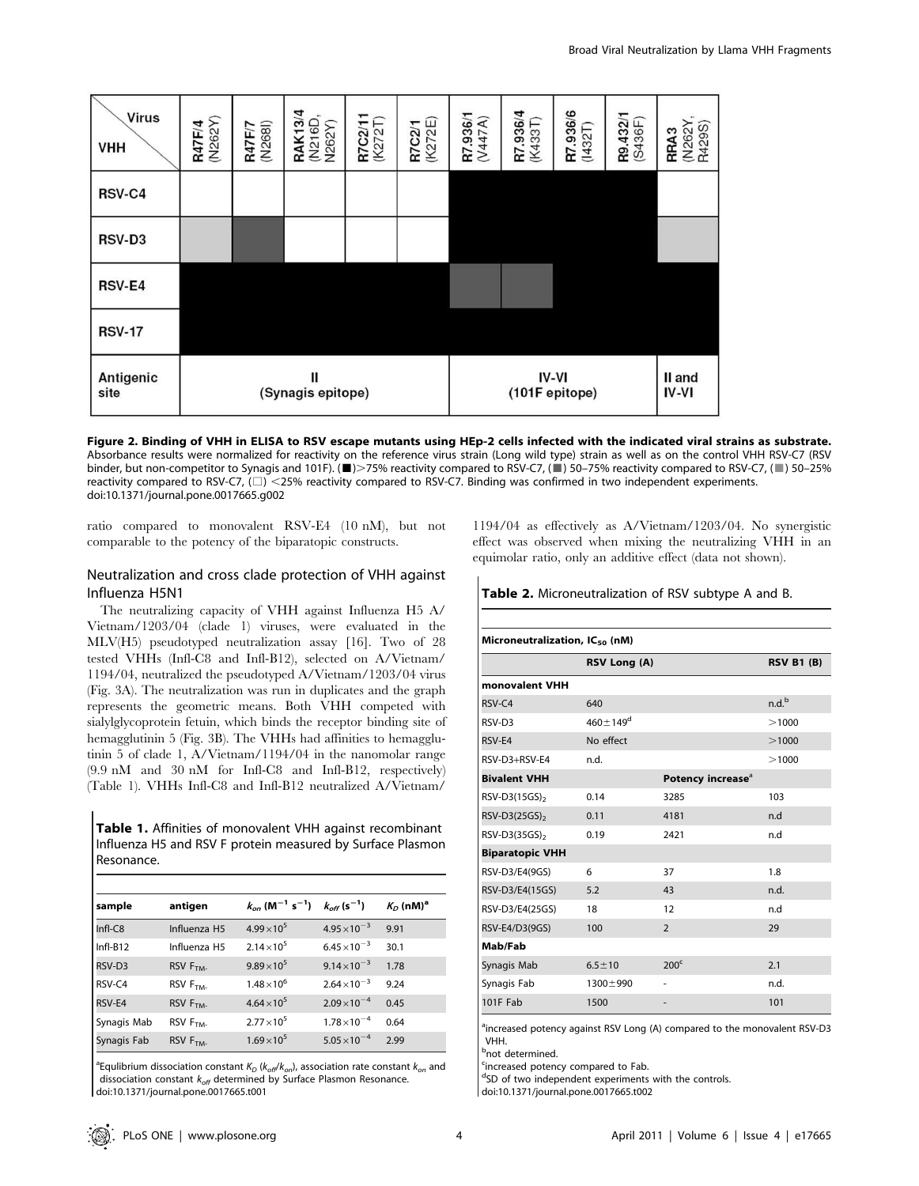| Virus / VHH | R47F/4 (N262Y) | R47F/7 (N268I) | RAK13/4 (N216D, N262Y) | R7C2/11 (K272T) | R7C2/1 (K272E) | R7.936/1 (V447A) | R7.936/4 (K433T) | R7.936/6 (I432T) | R9.432/1 (S436F) | RRA3 (N262Y, R429S) |
|---|---|---|---|---|---|---|---|---|---|---|
| RSV-C4 | <25% | <25% | <25% | <25% | <25% | >75% | >75% | >75% | >75% | <25% |
| RSV-D3 | 25–50% | 50–75% | <25% | <25% | <25% | >75% | >75% | >75% | >75% | 25–50% |
| RSV-E4 | >75% | >75% | >75% | >75% | >75% | 50–75% | 50–75% | >75% | >75% | >75% |
| RSV-17 | >75% | >75% | >75% | >75% | >75% | >75% | >75% | >75% | >75% | >75% |
| Antigenic site | II (Synagis epitope) | | | | | IV-VI (101F epitope) | | | | II and IV-VI |

**Figure 2. Binding of VHH in ELISA to RSV escape mutants using HEp-2 cells infected with the indicated viral strains as substrate.** Absorbance results were normalized for reactivity on the reference virus strain (Long wild type) strain as well as on the control VHH RSV-C7 (RSV binder, but non-competitor to Synagis and 101F). (■)>75% reactivity compared to RSV-C7, (■) 50–75% reactivity compared to RSV-C7, (■) 50–25% reactivity compared to RSV-C7, (□) <25% reactivity compared to RSV-C7. Binding was confirmed in two independent experiments.
doi:10.1371/journal.pone.0017665.g002

ratio compared to monovalent RSV-E4 (10 nM), but not comparable to the potency of the biparatopic constructs.

## Neutralization and cross clade protection of VHH against Influenza H5N1

The neutralizing capacity of VHH against Influenza H5 A/Vietnam/1203/04 (clade 1) viruses, were evaluated in the MLV(H5) pseudotyped neutralization assay [16]. Two of 28 tested VHHs (Infl-C8 and Infl-B12), selected on A/Vietnam/1194/04, neutralized the pseudotyped A/Vietnam/1203/04 virus (Fig. 3A). The neutralization was run in duplicates and the graph represents the geometric means. Both VHH competed with sialylglycoprotein fetuin, which binds the receptor binding site of hemagglutinin 5 (Fig. 3B). The VHHs had affinities to hemagglutinin 5 of clade 1, A/Vietnam/1194/04 in the nanomolar range (9.9 nM and 30 nM for Infl-C8 and Infl-B12, respectively) (Table 1). VHHs Infl-C8 and Infl-B12 neutralized A/Vietnam/1194/04 as effectively as A/Vietnam/1203/04. No synergistic effect was observed when mixing the neutralizing VHH in an equimolar ratio, only an additive effect (data not shown).

**Table 1.** Affinities of monovalent VHH against recombinant Influenza H5 and RSV F protein measured by Surface Plasmon Resonance.

| sample | antigen | $k_{on}$ ($M^{-1}$ $s^{-1}$) | $k_{off}$ ($s^{-1}$) | $K_D$ (nM)[a] |
|---|---|---|---|---|
| Infl-C8 | Influenza H5 | $4.99\times10^{5}$ | $4.95\times10^{-3}$ | 9.91 |
| Infl-B12 | Influenza H5 | $2.14\times10^{5}$ | $6.45\times10^{-3}$ | 30.1 |
| RSV-D3 | RSV $F_{TM-}$ | $9.89\times10^{5}$ | $9.14\times10^{-3}$ | 1.78 |
| RSV-C4 | RSV $F_{TM-}$ | $1.48\times10^{6}$ | $2.64\times10^{-3}$ | 9.24 |
| RSV-E4 | RSV $F_{TM-}$ | $4.64\times10^{5}$ | $2.09\times10^{-4}$ | 0.45 |
| Synagis Mab | RSV $F_{TM-}$ | $2.77\times10^{5}$ | $1.78\times10^{-4}$ | 0.64 |
| Synagis Fab | RSV $F_{TM-}$ | $1.69\times10^{5}$ | $5.05\times10^{-4}$ | 2.99 |

[a]Equilibrium dissociation constant $K_D$ ($k_{off}/k_{on}$), association rate constant $k_{on}$ and dissociation constant $k_{off}$ determined by Surface Plasmon Resonance.
doi:10.1371/journal.pone.0017665.t001

**Table 2.** Microneutralization of RSV subtype A and B.

| Microneutralization, $IC_{50}$ (nM) | | | |
|---|---|---|---|
| | **RSV Long (A)** | | **RSV B1 (B)** |
| **monovalent VHH** | | | |
| RSV-C4 | 640 | | n.d.[b] |
| RSV-D3 | 460±149[d] | | >1000 |
| RSV-E4 | No effect | | >1000 |
| RSV-D3+RSV-E4 | n.d. | | >1000 |
| **Bivalent VHH** | | **Potency increase**[a] | |
| RSV-D3(15GS)$_2$ | 0.14 | 3285 | 103 |
| RSV-D3(25GS)$_2$ | 0.11 | 4181 | n.d |
| RSV-D3(35GS)$_2$ | 0.19 | 2421 | n.d |
| **Biparatopic VHH** | | | |
| RSV-D3/E4(9GS) | 6 | 37 | 1.8 |
| RSV-D3/E4(15GS) | 5.2 | 43 | n.d. |
| RSV-D3/E4(25GS) | 18 | 12 | n.d |
| RSV-E4/D3(9GS) | 100 | 2 | 29 |
| **Mab/Fab** | | | |
| Synagis Mab | 6.5±10 | 200[c] | 2.1 |
| Synagis Fab | 1300±990 | - | n.d. |
| 101F Fab | 1500 | - | 101 |

[a]increased potency against RSV Long (A) compared to the monovalent RSV-D3 VHH.
[b]not determined.
[c]increased potency compared to Fab.
[d]SD of two independent experiments with the controls.
doi:10.1371/journal.pone.0017665.t002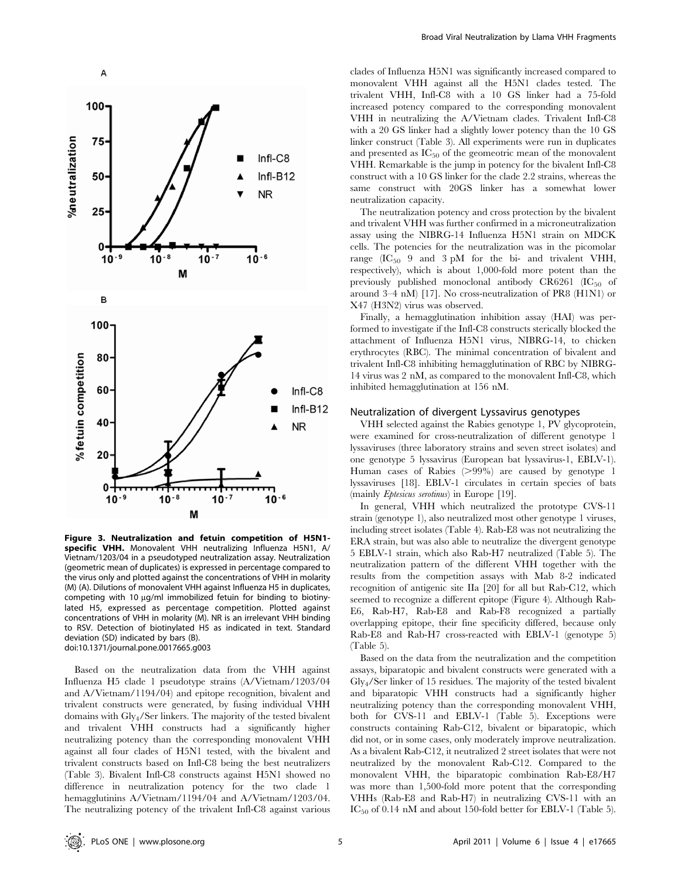**Figure 3. Neutralization and fetuin competition of H5N1-specific VHH.** Monovalent VHH neutralizing Influenza H5N1, A/Vietnam/1203/04 in a pseudotyped neutralization assay. Neutralization (geometric mean of duplicates) is expressed in percentage compared to the virus only and plotted against the concentrations of VHH in molarity (M) (A). Dilutions of monovalent VHH against Influenza H5 in duplicates, competing with 10 μg/ml immobilized fetuin for binding to biotinylated H5, expressed as percentage competition. Plotted against concentrations of VHH in molarity (M). NR is an irrelevant VHH binding to RSV. Detection of biotinylated H5 as indicated in text. Standard deviation (SD) indicated by bars (B).
doi:10.1371/journal.pone.0017665.g003

Based on the neutralization data from the VHH against Influenza H5 clade 1 pseudotype strains (A/Vietnam/1203/04 and A/Vietnam/1194/04) and epitope recognition, bivalent and trivalent constructs were generated, by fusing individual VHH domains with $Gly_4$/Ser linkers. The majority of the tested bivalent and trivalent VHH constructs had a significantly higher neutralizing potency than the corresponding monovalent VHH against all four clades of H5N1 tested, with the bivalent and trivalent constructs based on Infl-C8 being the best neutralizers (Table 3). Bivalent Infl-C8 constructs against H5N1 showed no difference in neutralization potency for the two clade 1 hemagglutinins A/Vietnam/1194/04 and A/Vietnam/1203/04. The neutralizing potency of the trivalent Infl-C8 against various clades of Influenza H5N1 was significantly increased compared to monovalent VHH against all the H5N1 clades tested. The trivalent VHH, Infl-C8 with a 10 GS linker had a 75-fold increased potency compared to the corresponding monovalent VHH in neutralizing the A/Vietnam clades. Trivalent Infl-C8 with a 20 GS linker had a slightly lower potency than the 10 GS linker construct (Table 3). All experiments were run in duplicates and presented as $IC_{50}$ of the geoemetric mean of the monovalent VHH. Remarkable is the jump in potency for the bivalent Infl-C8 construct with a 10 GS linker for the clade 2.2 strains, whereas the same construct with 20GS linker has a somewhat lower neutralization capacity.

The neutralization potency and cross protection by the bivalent and trivalent VHH was further confirmed in a microneutralization assay using the NIBRG-14 Influenza H5N1 strain on MDCK cells. The potencies for the neutralization was in the picomolar range ($IC_{50}$ 9 and 3 pM for the bi- and trivalent VHH, respectively), which is about 1,000-fold more potent than the previously published monoclonal antibody CR6261 ($IC_{50}$ of around 3–4 nM) [17]. No cross-neutralization of PR8 (H1N1) or X47 (H3N2) virus was observed.

Finally, a hemagglutination inhibition assay (HAI) was performed to investigate if the Infl-C8 constructs sterically blocked the attachment of Influenza H5N1 virus, NIBRG-14, to chicken erythrocytes (RBC). The minimal concentration of bivalent and trivalent Infl-C8 inhibiting hemagglutination of RBC by NIBRG-14 virus was 2 nM, as compared to the monovalent Infl-C8, which inhibited hemagglutination at 156 nM.

## Neutralization of divergent Lyssavirus genotypes

VHH selected against the Rabies genotype 1, PV glycoprotein, were examined for cross-neutralization of different genotype 1 lyssaviruses (three laboratory strains and seven street isolates) and one genotype 5 lyssavirus (European bat lyssavirus-1, EBLV-1). Human cases of Rabies (>99%) are caused by genotype 1 lyssaviruses [18]. EBLV-1 circulates in certain species of bats (mainly *Eptesicus serotinus*) in Europe [19].

In general, VHH which neutralized the prototype CVS-11 strain (genotype 1), also neutralized most other genotype 1 viruses, including street isolates (Table 4). Rab-E8 was not neutralizing the ERA strain, but was also able to neutralize the divergent genotype 5 EBLV-1 strain, which also Rab-H7 neutralized (Table 5). The neutralization pattern of the different VHH together with the results from the competition assays with Mab 8-2 indicated recognition of antigenic site IIa [20] for all but Rab-C12, which seemed to recognize a different epitope (Figure 4). Although Rab-E6, Rab-H7, Rab-E8 and Rab-F8 recognized a partially overlapping epitope, their fine specificity differed, because only Rab-E8 and Rab-H7 cross-reacted with EBLV-1 (genotype 5) (Table 5).

Based on the data from the neutralization and the competition assays, biparatopic and bivalent constructs were generated with a $Gly_4$/Ser linker of 15 residues. The majority of the tested bivalent and biparatopic VHH constructs had a significantly higher neutralizing potency than the corresponding monovalent VHH, both for CVS-11 and EBLV-1 (Table 5). Exceptions were constructs containing Rab-C12, bivalent or biparatopic, which did not, or in some cases, only moderately improve neutralization. As a bivalent Rab-C12, it neutralized 2 street isolates that were not neutralized by the monovalent Rab-C12. Compared to the monovalent VHH, the biparatopic combination Rab-E8/H7 was more than 1,500-fold more potent that the corresponding VHHs (Rab-E8 and Rab-H7) in neutralizing CVS-11 with an $IC_{50}$ of 0.14 nM and about 150-fold better for EBLV-1 (Table 5).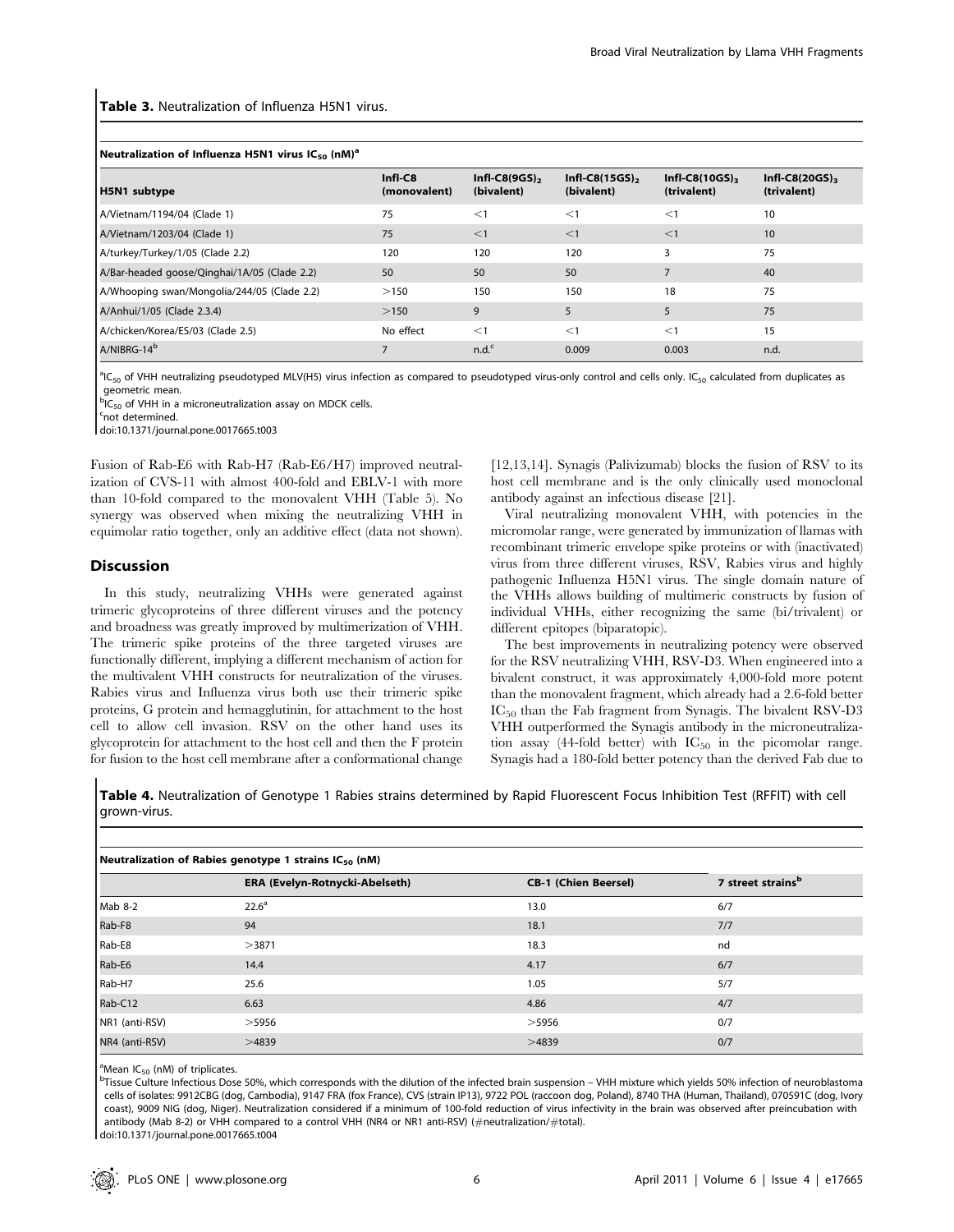**Table 3.** Neutralization of Influenza H5N1 virus.

| Neutralization of Influenza H5N1 virus $IC_{50}$ (nM)[a] | | | | | |
|---|---|---|---|---|---|
| H5N1 subtype | Infl-C8 (monovalent) | Infl-C8(9GS)$_2$ (bivalent) | Infl-C8(15GS)$_2$ (bivalent) | Infl-C8(10GS)$_3$ (trivalent) | Infl-C8(20GS)$_3$ (trivalent) |
| A/Vietnam/1194/04 (Clade 1) | 75 | <1 | <1 | <1 | 10 |
| A/Vietnam/1203/04 (Clade 1) | 75 | <1 | <1 | <1 | 10 |
| A/turkey/Turkey/1/05 (Clade 2.2) | 120 | 120 | 120 | 3 | 75 |
| A/Bar-headed goose/Qinghai/1A/05 (Clade 2.2) | 50 | 50 | 50 | 7 | 40 |
| A/Whooping swan/Mongolia/244/05 (Clade 2.2) | >150 | 150 | 150 | 18 | 75 |
| A/Anhui/1/05 (Clade 2.3.4) | >150 | 9 | 5 | 5 | 75 |
| A/chicken/Korea/ES/03 (Clade 2.5) | No effect | <1 | <1 | <1 | 15 |
| A/NIBRG-14[b] | 7 | n.d.[c] | 0.009 | 0.003 | n.d. |

[a]$IC_{50}$ of VHH neutralizing pseudotyped MLV(H5) virus infection as compared to pseudotyped virus-only control and cells only. $IC_{50}$ calculated from duplicates as geometric mean.
[b]$IC_{50}$ of VHH in a microneutralization assay on MDCK cells.
[c]not determined.
doi:10.1371/journal.pone.0017665.t003

Fusion of Rab-E6 with Rab-H7 (Rab-E6/H7) improved neutralization of CVS-11 with almost 400-fold and EBLV-1 with more than 10-fold compared to the monovalent VHH (Table 5). No synergy was observed when mixing the neutralizing VHH in equimolar ratio together, only an additive effect (data not shown).

## Discussion

In this study, neutralizing VHHs were generated against trimeric glycoproteins of three different viruses and the potency and broadness was greatly improved by multimerization of VHH. The trimeric spike proteins of the three targeted viruses are functionally different, implying a different mechanism of action for the multivalent VHH constructs for neutralization of the viruses. Rabies virus and Influenza virus both use their trimeric spike proteins, G protein and hemagglutinin, for attachment to the host cell to allow cell invasion. RSV on the other hand uses its glycoprotein for attachment to the host cell and then the F protein for fusion to the host cell membrane after a conformational change [12,13,14]. Synagis (Palivizumab) blocks the fusion of RSV to its host cell membrane and is the only clinically used monoclonal antibody against an infectious disease [21].

Viral neutralizing monovalent VHH, with potencies in the micromolar range, were generated by immunization of llamas with recombinant trimeric envelope spike proteins or with (inactivated) virus from three different viruses, RSV, Rabies virus and highly pathogenic Influenza H5N1 virus. The single domain nature of the VHHs allows building of multimeric constructs by fusion of individual VHHs, either recognizing the same (bi/trivalent) or different epitopes (biparatopic).

The best improvements in neutralizing potency were observed for the RSV neutralizing VHH, RSV-D3. When engineered into a bivalent construct, it was approximately 4,000-fold more potent than the monovalent fragment, which already had a 2.6-fold better $IC_{50}$ than the Fab fragment from Synagis. The bivalent RSV-D3 VHH outperformed the Synagis antibody in the microneutralization assay (44-fold better) with $IC_{50}$ in the picomolar range. Synagis had a 180-fold better potency than the derived Fab due to

**Table 4.** Neutralization of Genotype 1 Rabies strains determined by Rapid Fluorescent Focus Inhibition Test (RFFIT) with cell grown-virus.

| Neutralization of Rabies genotype 1 strains $IC_{50}$ (nM) | | | |
|---|---|---|---|
| | ERA (Evelyn-Rotnycki-Abelseth) | CB-1 (Chien Beersel) | 7 street strains[b] |
| Mab 8-2 | 22.6[a] | 13.0 | 6/7 |
| Rab-F8 | 94 | 18.1 | 7/7 |
| Rab-E8 | >3871 | 18.3 | nd |
| Rab-E6 | 14.4 | 4.17 | 6/7 |
| Rab-H7 | 25.6 | 1.05 | 5/7 |
| Rab-C12 | 6.63 | 4.86 | 4/7 |
| NR1 (anti-RSV) | >5956 | >5956 | 0/7 |
| NR4 (anti-RSV) | >4839 | >4839 | 0/7 |

[a]Mean $IC_{50}$ (nM) of triplicates.
[b]Tissue Culture Infectious Dose 50%, which corresponds with the dilution of the infected brain suspension – VHH mixture which yields 50% infection of neuroblastoma cells of isolates: 9912CBG (dog, Cambodia), 9147 FRA (fox France), CVS (strain IP13), 9722 POL (raccoon dog, Poland), 8740 THA (Human, Thailand), 070591C (dog, Ivory coast), 9009 NIG (dog, Niger). Neutralization considered if a minimum of 100-fold reduction of virus infectivity in the brain was observed after preincubation with antibody (Mab 8-2) or VHH compared to a control VHH (NR4 or NR1 anti-RSV) (#neutralization/#total).
doi:10.1371/journal.pone.0017665.t004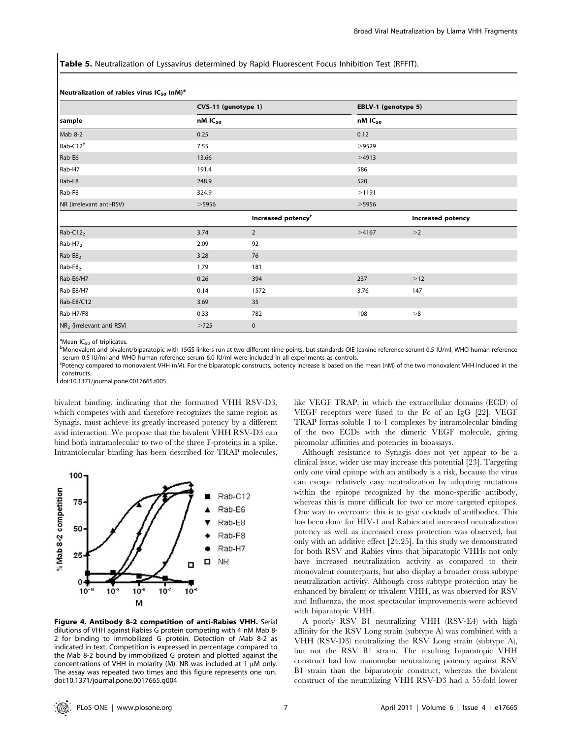**Table 5.** Neutralization of Lyssavirus determined by Rapid Fluorescent Focus Inhibition Test (RFFIT).

| Neutralization of rabies virus $IC_{50}$ (nM)[a] | | | | |
|---|---|---|---|---|
| | CVS-11 (genotype 1) | | EBLV-1 (genotype 5) | |
| sample | nM $IC_{50}$ | | nM $IC_{50}$ | |
| Mab 8-2 | 0.25 | | 0.12 | |
| Rab-C12[b] | 7.55 | | >9529 | |
| Rab-E6 | 13.66 | | >4913 | |
| Rab-H7 | 191.4 | | 586 | |
| Rab-E8 | 248.9 | | 520 | |
| Rab-F8 | 324.9 | | >1191 | |
| NR (irrelevant anti-RSV) | >5956 | | >5956 | |
| | | Increased potency[c] | | Increased potency |
| Rab-$C12_2$ | 3.74 | 2 | >4167 | >2 |
| Rab-$H7_2$ | 2.09 | 92 | | |
| Rab-$E8_2$ | 3.28 | 76 | | |
| Rab-$F8_2$ | 1.79 | 181 | | |
| Rab-E6/H7 | 0.26 | 394 | 237 | >12 |
| Rab-E8/H7 | 0.14 | 1572 | 3.76 | 147 |
| Rab-E8/C12 | 3.69 | 35 | | |
| Rab-H7/F8 | 0.33 | 782 | 108 | >8 |
| $NR_2$ (irrelevant anti-RSV) | >725 | 0 | | |

[a]Mean $IC_{50}$ of triplicates.
[b]Monovalent and bivalent/biparatopic with 15GS linkers run at two different time points, but standards OIE (canine reference serum) 0.5 IU/ml, WHO human reference serum 0.5 IU/ml and WHO human reference serum 6.0 IU/ml were included in all experiments as controls.
[c]Potency compared to monovalent VHH (nM). For the biparatopic constructs, potency increase is based on the mean (nM) of the two monovalent VHH included in the constructs.
doi:10.1371/journal.pone.0017665.t005

bivalent binding, indicating that the formatted VHH RSV-D3, which competes with and therefore recognizes the same region as Synagis, must achieve its greatly increased potency by a different avid interaction. We propose that the bivalent VHH RSV-D3 can bind both intramolecular to two of the three F-proteins in a spike. Intramolecular binding has been described for TRAP molecules, like VEGF TRAP, in which the extracellular domains (ECD) of VEGF receptors were fused to the Fc of an IgG [22]. VEGF TRAP forms soluble 1 to 1 complexes by intramolecular binding of the two ECDs with the dimeric VEGF molecule, giving picomolar affinities and potencies in bioassays.

**Figure 4. Antibody 8-2 competition of anti-Rabies VHH.** Serial dilutions of VHH against Rabies G protein competing with 4 nM Mab 8-2 for binding to immobilized G protein. Detection of Mab 8-2 as indicated in text. Competition is expressed in percentage compared to the Mab 8-2 bound by immobilized G protein and plotted against the concentrations of VHH in molarity (M). NR was included at 1 µM only. The assay was repeated two times and this figure represents one run.
doi:10.1371/journal.pone.0017665.g004

Although resistance to Synagis does not yet appear to be a clinical issue, wider use may increase this potential [23]. Targeting only one viral epitope with an antibody is a risk, because the virus can escape relatively easy neutralization by adopting mutations within the epitope recognized by the mono-specific antibody, whereas this is more difficult for two or more targeted epitopes. One way to overcome this is to give cocktails of antibodies. This has been done for HIV-1 and Rabies and increased neutralization potency as well as increased cross protection was observed, but only with an additive effect [24,25]. In this study we demonstrated for both RSV and Rabies virus that biparatopic VHHs not only have increased neutralization activity as compared to their monovalent counterparts, but also display a broader cross subtype neutralization activity. Although cross subtype protection may be enhanced by bivalent or trivalent VHH, as was observed for RSV and Influenza, the most spectacular improvements were achieved with biparatopic VHH.

A poorly RSV B1 neutralizing VHH (RSV-E4) with high affinity for the RSV Long strain (subtype A) was combined with a VHH (RSV-D3) neutralizing the RSV Long strain (subtype A), but not the RSV B1 strain. The resulting biparatopic VHH construct had low nanomolar neutralizing potency against RSV B1 strain than the biparatopic construct, whereas the bivalent construct of the neutralizing VHH RSV-D3 had a 55-fold lower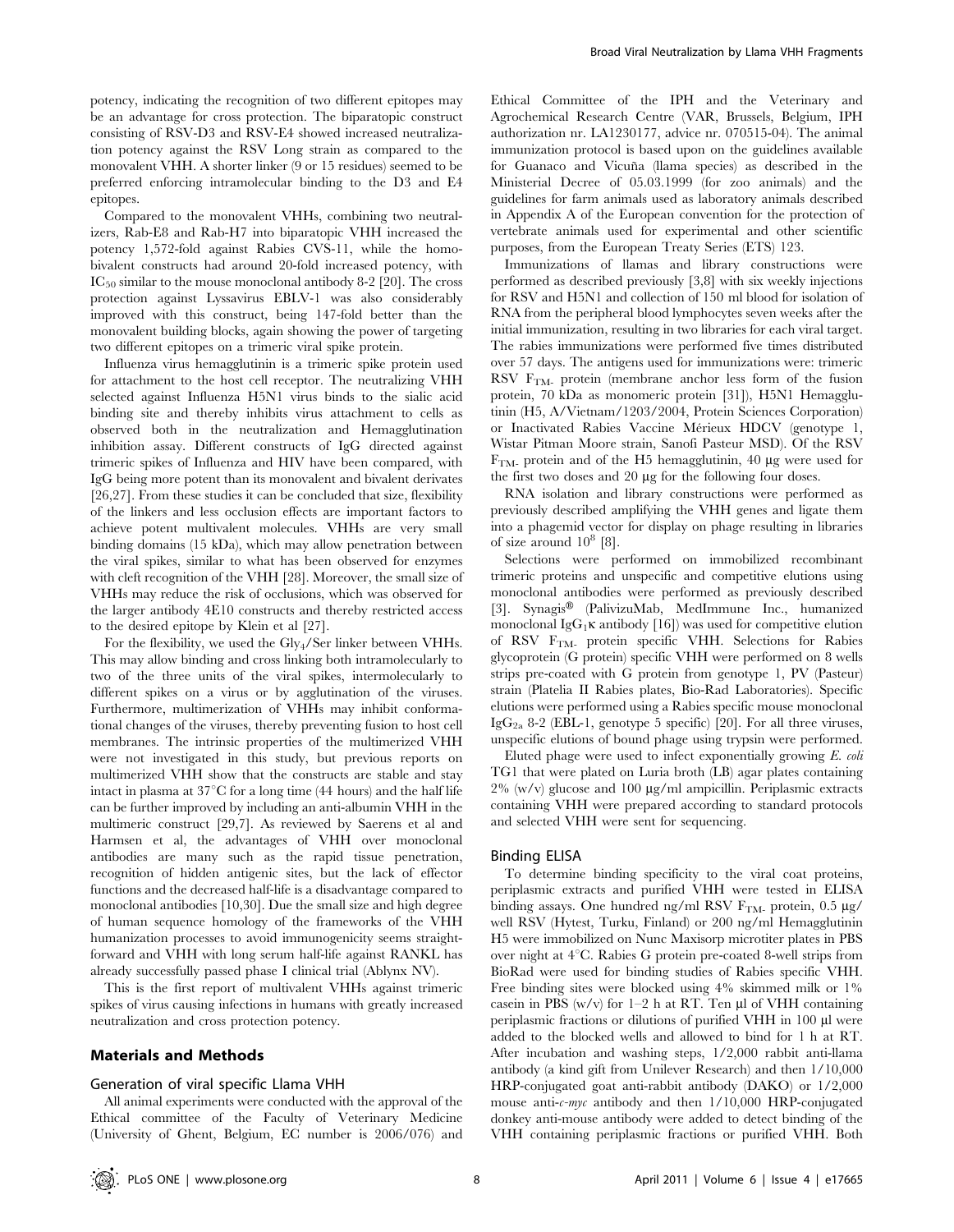potency, indicating the recognition of two different epitopes may be an advantage for cross protection. The biparatopic construct consisting of RSV-D3 and RSV-E4 showed increased neutralization potency against the RSV Long strain as compared to the monovalent VHH. A shorter linker (9 or 15 residues) seemed to be preferred enforcing intramolecular binding to the D3 and E4 epitopes.

Compared to the monovalent VHHs, combining two neutralizers, Rab-E8 and Rab-H7 into biparatopic VHH increased the potency 1,572-fold against Rabies CVS-11, while the homobivalent constructs had around 20-fold increased potency, with $IC_{50}$ similar to the mouse monoclonal antibody 8-2 [20]. The cross protection against Lyssavirus EBLV-1 was also considerably improved with this construct, being 147-fold better than the monovalent building blocks, again showing the power of targeting two different epitopes on a trimeric viral spike protein.

Influenza virus hemagglutinin is a trimeric spike protein used for attachment to the host cell receptor. The neutralizing VHH selected against Influenza H5N1 virus binds to the sialic acid binding site and thereby inhibits virus attachment to cells as observed both in the neutralization and Hemagglutination inhibition assay. Different constructs of IgG directed against trimeric spikes of Influenza and HIV have been compared, with IgG being more potent than its monovalent and bivalent derivates [26,27]. From these studies it can be concluded that size, flexibility of the linkers and less occlusion effects are important factors to achieve potent multivalent molecules. VHHs are very small binding domains (15 kDa), which may allow penetration between the viral spikes, similar to what has been observed for enzymes with cleft recognition of the VHH [28]. Moreover, the small size of VHHs may reduce the risk of occlusions, which was observed for the larger antibody 4E10 constructs and thereby restricted access to the desired epitope by Klein et al [27].

For the flexibility, we used the $Gly_4$/Ser linker between VHHs. This may allow binding and cross linking both intramolecularly to two of the three units of the viral spikes, intermolecularly to different spikes on a virus or by agglutination of the viruses. Furthermore, multimerization of VHHs may inhibit conformational changes of the viruses, thereby preventing fusion to host cell membranes. The intrinsic properties of the multimerized VHH were not investigated in this study, but previous reports on multimerized VHH show that the constructs are stable and stay intact in plasma at 37°C for a long time (44 hours) and the half life can be further improved by including an anti-albumin VHH in the multimeric construct [29,7]. As reviewed by Saerens et al and Harmsen et al, the advantages of VHH over monoclonal antibodies are many such as the rapid tissue penetration, recognition of hidden antigenic sites, but the lack of effector functions and the decreased half-life is a disadvantage compared to monoclonal antibodies [10,30]. Due the small size and high degree of human sequence homology of the frameworks of the VHH humanization processes to avoid immunogenicity seems straightforward and VHH with long serum half-life against RANKL has already successfully passed phase I clinical trial (Ablynx NV).

This is the first report of multivalent VHHs against trimeric spikes of virus causing infections in humans with greatly increased neutralization and cross protection potency.

## Materials and Methods

### Generation of viral specific Llama VHH

All animal experiments were conducted with the approval of the Ethical committee of the Faculty of Veterinary Medicine (University of Ghent, Belgium, EC number is 2006/076) and Ethical Committee of the IPH and the Veterinary and Agrochemical Research Centre (VAR, Brussels, Belgium, IPH authorization nr. LA1230177, advice nr. 070515-04). The animal immunization protocol is based upon on the guidelines available for Guanaco and Vicuña (llama species) as described in the Ministerial Decree of 05.03.1999 (for zoo animals) and the guidelines for farm animals used as laboratory animals described in Appendix A of the European convention for the protection of vertebrate animals used for experimental and other scientific purposes, from the European Treaty Series (ETS) 123.

Immunizations of llamas and library constructions were performed as described previously [3,8] with six weekly injections for RSV and H5N1 and collection of 150 ml blood for isolation of RNA from the peripheral blood lymphocytes seven weeks after the initial immunization, resulting in two libraries for each viral target. The rabies immunizations were performed five times distributed over 57 days. The antigens used for immunizations were: trimeric RSV $F_{TM-}$ protein (membrane anchor less form of the fusion protein, 70 kDa as monomeric protein [31]), H5N1 Hemagglutinin (H5, A/Vietnam/1203/2004, Protein Sciences Corporation) or Inactivated Rabies Vaccine Mérieux HDCV (genotype 1, Wistar Pitman Moore strain, Sanofi Pasteur MSD). Of the RSV $F_{TM-}$ protein and of the H5 hemagglutinin, 40 µg were used for the first two doses and 20 µg for the following four doses.

RNA isolation and library constructions were performed as previously described amplifying the VHH genes and ligate them into a phagemid vector for display on phage resulting in libraries of size around $10^8$ [8].

Selections were performed on immobilized recombinant trimeric proteins and unspecific and competitive elutions using monoclonal antibodies were performed as previously described [3]. Synagis® (PalivizuMab, MedImmune Inc., humanized monoclonal $IgG_1\kappa$ antibody [16]) was used for competitive elution of RSV $F_{TM-}$ protein specific VHH. Selections for Rabies glycoprotein (G protein) specific VHH were performed on 8 wells strips pre-coated with G protein from genotype 1, PV (Pasteur) strain (Platelia II Rabies plates, Bio-Rad Laboratories). Specific elutions were performed using a Rabies specific mouse monoclonal $IgG_{2a}$ 8-2 (EBL-1, genotype 5 specific) [20]. For all three viruses, unspecific elutions of bound phage using trypsin were performed.

Eluted phage were used to infect exponentially growing *E. coli* TG1 that were plated on Luria broth (LB) agar plates containing 2% (w/v) glucose and 100 µg/ml ampicillin. Periplasmic extracts containing VHH were prepared according to standard protocols and selected VHH were sent for sequencing.

### Binding ELISA

To determine binding specificity to the viral coat proteins, periplasmic extracts and purified VHH were tested in ELISA binding assays. One hundred ng/ml RSV $F_{TM-}$ protein, 0.5 µg/well RSV (Hytest, Turku, Finland) or 200 ng/ml Hemagglutinin H5 were immobilized on Nunc Maxisorp microtiter plates in PBS over night at 4°C. Rabies G protein pre-coated 8-well strips from BioRad were used for binding studies of Rabies specific VHH. Free binding sites were blocked using 4% skimmed milk or 1% casein in PBS (w/v) for 1–2 h at RT. Ten µl of VHH containing periplasmic fractions or dilutions of purified VHH in 100 µl were added to the blocked wells and allowed to bind for 1 h at RT. After incubation and washing steps, 1/2,000 rabbit anti-llama antibody (a kind gift from Unilever Research) and then 1/10,000 HRP-conjugated goat anti-rabbit antibody (DAKO) or 1/2,000 mouse anti-*c-myc* antibody and then 1/10,000 HRP-conjugated donkey anti-mouse antibody were added to detect binding of the VHH containing periplasmic fractions or purified VHH. Both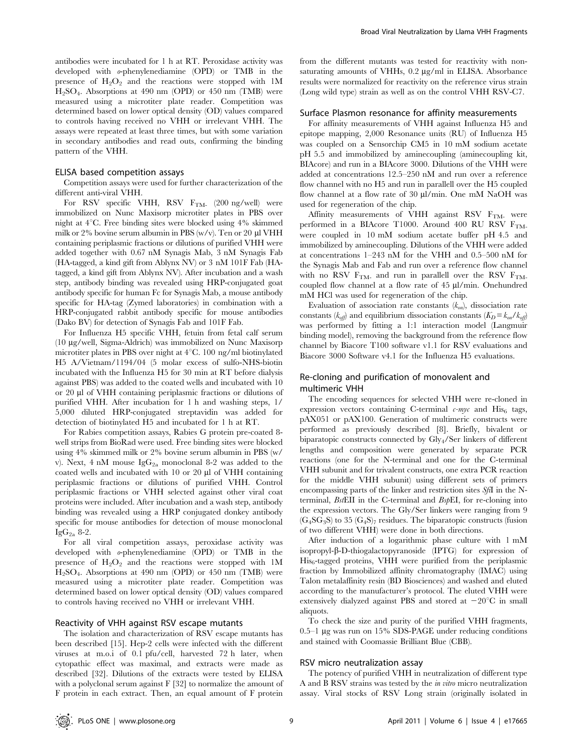antibodies were incubated for 1 h at RT. Peroxidase activity was developed with *o*-phenylenediamine (OPD) or TMB in the presence of $H_2O_2$ and the reactions were stopped with 1M $H_2SO_4$. Absorptions at 490 nm (OPD) or 450 nm (TMB) were measured using a microtiter plate reader. Competition was determined based on lower optical density (OD) values compared to controls having received no VHH or irrelevant VHH. The assays were repeated at least three times, but with some variation in secondary antibodies and read outs, confirming the binding pattern of the VHH.

### ELISA based competition assays

Competition assays were used for further characterization of the different anti-viral VHH.

For RSV specific VHH, RSV $F_{TM-}$ (200 ng/well) were immobilized on Nunc Maxisorp microtiter plates in PBS over night at 4°C. Free binding sites were blocked using 4% skimmed milk or 2% bovine serum albumin in PBS (w/v). Ten or 20 µl VHH containing periplasmic fractions or dilutions of purified VHH were added together with 0.67 nM Synagis Mab, 3 nM Synagis Fab (HA-tagged, a kind gift from Ablynx NV) or 3 nM 101F Fab (HA-tagged, a kind gift from Ablynx NV). After incubation and a wash step, antibody binding was revealed using HRP-conjugated goat antibody specific for human Fc for Synagis Mab, a mouse antibody specific for HA-tag (Zymed laboratories) in combination with a HRP-conjugated rabbit antibody specific for mouse antibodies (Dako BV) for detection of Synagis Fab and 101F Fab.

For Influenza H5 specific VHH, fetuin from fetal calf serum (10 µg/well, Sigma-Aldrich) was immobilized on Nunc Maxisorp microtiter plates in PBS over night at 4°C. 100 ng/ml biotinylated H5 A/Vietnam/1194/04 (5 molar excess of sulfo-NHS-biotin incubated with the Influenza H5 for 30 min at RT before dialysis against PBS) was added to the coated wells and incubated with 10 or 20 µl of VHH containing periplasmic fractions or dilutions of purified VHH. After incubation for 1 h and washing steps, 1/5,000 diluted HRP-conjugated streptavidin was added for detection of biotinylated H5 and incubated for 1 h at RT.

For Rabies competition assays, Rabies G protein pre-coated 8-well strips from BioRad were used. Free binding sites were blocked using 4% skimmed milk or 2% bovine serum albumin in PBS (w/v). Next, 4 nM mouse $IgG_{2a}$ monoclonal 8-2 was added to the coated wells and incubated with 10 or 20 µl of VHH containing periplasmic fractions or dilutions of purified VHH. Control periplasmic fractions or VHH selected against other viral coat proteins were included. After incubation and a wash step, antibody binding was revealed using a HRP conjugated donkey antibody specific for mouse antibodies for detection of mouse monoclonal $IgG_{2a}$ 8-2.

For all viral competition assays, peroxidase activity was developed with *o*-phenylenediamine (OPD) or TMB in the presence of $H_2O_2$ and the reactions were stopped with 1M $H_2SO_4$. Absorptions at 490 nm (OPD) or 450 nm (TMB) were measured using a microtiter plate reader. Competition was determined based on lower optical density (OD) values compared to controls having received no VHH or irrelevant VHH.

### Reactivity of VHH against RSV escape mutants

The isolation and characterization of RSV escape mutants has been described [15]. Hep-2 cells were infected with the different viruses at m.o.i of 0.1 pfu/cell, harvested 72 h later, when cytopathic effect was maximal, and extracts were made as described [32]. Dilutions of the extracts were tested by ELISA with a polyclonal serum against F [32] to normalize the amount of F protein in each extract. Then, an equal amount of F protein from the different mutants was tested for reactivity with non-saturating amounts of VHHs, 0.2 µg/ml in ELISA. Absorbance results were normalized for reactivity on the reference virus strain (Long wild type) strain as well as on the control VHH RSV-C7.

### Surface Plasmon resonance for affinity measurements

For affinity measurements of VHH against Influenza H5 and epitope mapping, 2,000 Resonance units (RU) of Influenza H5 was coupled on a Sensorchip CM5 in 10 mM sodium acetate pH 5.5 and immobilized by aminecoupling (aminecoupling kit, BIAcore) and run in a BIAcore 3000. Dilutions of the VHH were added at concentrations 12.5–250 nM and run over a reference flow channel with no H5 and run in parallell over the H5 coupled flow channel at a flow rate of 30 µl/min. One mM NaOH was used for regeneration of the chip.

Affinity measurements of VHH against RSV $F_{TM-}$ were performed in a BIAcore T1000. Around 400 RU RSV $F_{TM-}$ were coupled in 10 mM sodium acetate buffer pH 4.5 and immobilized by aminecoupling. Dilutions of the VHH were added at concentrations 1–243 nM for the VHH and 0.5–500 nM for the Synagis Mab and Fab and run over a reference flow channel with no RSV $F_{TM-}$ and run in parallell over the RSV $F_{TM-}$ coupled flow channel at a flow rate of 45 µl/min. Onehundred mM HCl was used for regeneration of the chip.

Evaluation of association rate constants ($k_{on}$), dissociation rate constants ($k_{off}$) and equilibrium dissociation constants ($K_D = k_{on}/k_{off}$) was performed by fitting a 1:1 interaction model (Langmuir binding model), removing the background from the reference flow channel by Biacore T100 software v1.1 for RSV evaluations and Biacore 3000 Software v4.1 for the Influenza H5 evaluations.

### Re-cloning and purification of monovalent and multimeric VHH

The encoding sequences for selected VHH were re-cloned in expression vectors containing C-terminal *c-myc* and $His_6$ tags, pAX051 or pAX100. Generation of multimeric constructs were performed as previously described [8]. Briefly, bivalent or biparatopic constructs connected by $Gly_4$/Ser linkers of different lengths and composition were generated by separate PCR reactions (one for the N-terminal and one for the C-terminal VHH subunit and for trivalent constructs, one extra PCR reaction for the middle VHH subunit) using different sets of primers encompassing parts of the linker and restriction sites *Sfi*I in the N-terminal, *Bst*EII in the C-terminal and *Bsp*EI, for re-cloning into the expression vectors. The Gly/Ser linkers were ranging from 9 ($G_4SG_3S$) to 35 ($(G_4S)_7$) residues. The biparatopic constructs (fusion of two different VHH) were done in both directions.

After induction of a logarithmic phase culture with 1 mM isopropyl-β-D-thiogalactopyranoside (IPTG) for expression of $His_6$-tagged proteins, VHH were purified from the periplasmic fraction by Immobilized affinity chromatography (IMAC) using Talon metalaffinity resin (BD Biosciences) and washed and eluted according to the manufacturer's protocol. The eluted VHH were extensively dialyzed against PBS and stored at −20°C in small aliquots.

To check the size and purity of the purified VHH fragments, 0.5–1 µg was run on 15% SDS-PAGE under reducing conditions and stained with Coomassie Brilliant Blue (CBB).

### RSV micro neutralization assay

The potency of purified VHH in neutralization of different type A and B RSV strains was tested by the *in vitro* micro neutralization assay. Viral stocks of RSV Long strain (originally isolated in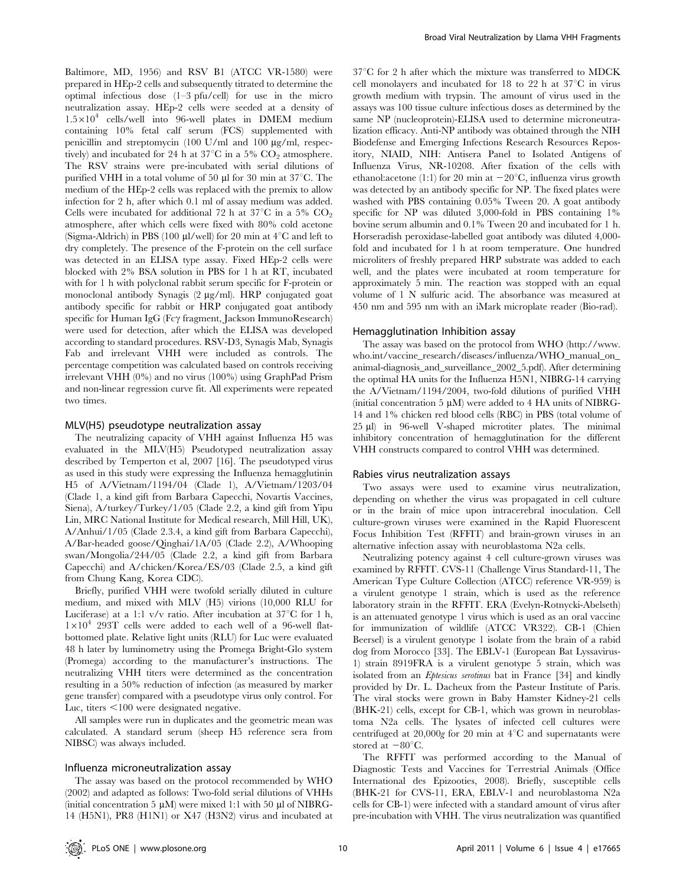Baltimore, MD, 1956) and RSV B1 (ATCC VR-1580) were prepared in HEp-2 cells and subsequently titrated to determine the optimal infectious dose (1–3 pfu/cell) for use in the micro neutralization assay. HEp-2 cells were seeded at a density of $1.5\times10^4$ cells/well into 96-well plates in DMEM medium containing 10% fetal calf serum (FCS) supplemented with penicillin and streptomycin (100 U/ml and 100 µg/ml, respectively) and incubated for 24 h at 37°C in a 5% $CO_2$ atmosphere. The RSV strains were pre-incubated with serial dilutions of purified VHH in a total volume of 50 µl for 30 min at 37°C. The medium of the HEp-2 cells was replaced with the premix to allow infection for 2 h, after which 0.1 ml of assay medium was added. Cells were incubated for additional 72 h at 37°C in a 5% $CO_2$ atmosphere, after which cells were fixed with 80% cold acetone (Sigma-Aldrich) in PBS (100 µl/well) for 20 min at 4°C and left to dry completely. The presence of the F-protein on the cell surface was detected in an ELISA type assay. Fixed HEp-2 cells were blocked with 2% BSA solution in PBS for 1 h at RT, incubated with for 1 h with polyclonal rabbit serum specific for F-protein or monoclonal antibody Synagis (2 µg/ml). HRP conjugated goat antibody specific for rabbit or HRP conjugated goat antibody specific for Human IgG (Fcγ fragment, Jackson ImmunoResearch) were used for detection, after which the ELISA was developed according to standard procedures. RSV-D3, Synagis Mab, Synagis Fab and irrelevant VHH were included as controls. The percentage competition was calculated based on controls receiving irrelevant VHH (0%) and no virus (100%) using GraphPad Prism and non-linear regression curve fit. All experiments were repeated two times.

### MLV(H5) pseudotype neutralization assay

The neutralizing capacity of VHH against Influenza H5 was evaluated in the MLV(H5) Pseudotyped neutralization assay described by Temperton et al, 2007 [16]. The pseudotyped virus as used in this study were expressing the Influenza hemagglutinin H5 of A/Vietnam/1194/04 (Clade 1), A/Vietnam/1203/04 (Clade 1, a kind gift from Barbara Capecchi, Novartis Vaccines, Siena), A/turkey/Turkey/1/05 (Clade 2.2, a kind gift from Yipu Lin, MRC National Institute for Medical research, Mill Hill, UK), A/Anhui/1/05 (Clade 2.3.4, a kind gift from Barbara Capecchi), A/Bar-headed goose/Qinghai/1A/05 (Clade 2.2), A/Whooping swan/Mongolia/244/05 (Clade 2.2, a kind gift from Barbara Capecchi) and A/chicken/Korea/ES/03 (Clade 2.5, a kind gift from Chung Kang, Korea CDC).

Briefly, purified VHH were twofold serially diluted in culture medium, and mixed with MLV (H5) virions (10,000 RLU for Luciferase) at a 1:1 v/v ratio. After incubation at 37°C for 1 h, $1\times10^4$ 293T cells were added to each well of a 96-well flat-bottomed plate. Relative light units (RLU) for Luc were evaluated 48 h later by luminometry using the Promega Bright-Glo system (Promega) according to the manufacturer's instructions. The neutralizing VHH titers were determined as the concentration resulting in a 50% reduction of infection (as measured by marker gene transfer) compared with a pseudotype virus only control. For Luc, titers <100 were designated negative.

All samples were run in duplicates and the geometric mean was calculated. A standard serum (sheep H5 reference sera from NIBSC) was always included.

### Influenza microneutralization assay

The assay was based on the protocol recommended by WHO (2002) and adapted as follows: Two-fold serial dilutions of VHHs (initial concentration 5 µM) were mixed 1:1 with 50 µl of NIBRG-14 (H5N1), PR8 (H1N1) or X47 (H3N2) virus and incubated at 37°C for 2 h after which the mixture was transferred to MDCK cell monolayers and incubated for 18 to 22 h at 37°C in virus growth medium with trypsin. The amount of virus used in the assays was 100 tissue culture infectious doses as determined by the same NP (nucleoprotein)-ELISA used to determine microneutralization efficacy. Anti-NP antibody was obtained through the NIH Biodefense and Emerging Infections Research Resources Repository, NIAID, NIH: Antisera Panel to Isolated Antigens of Influenza Virus, NR-10208. After fixation of the cells with ethanol:acetone (1:1) for 20 min at −20°C, influenza virus growth was detected by an antibody specific for NP. The fixed plates were washed with PBS containing 0.05% Tween 20. A goat antibody specific for NP was diluted 3,000-fold in PBS containing 1% bovine serum albumin and 0.1% Tween 20 and incubated for 1 h. Horseradish peroxidase-labelled goat antibody was diluted 4,000-fold and incubated for 1 h at room temperature. One hundred microliters of freshly prepared HRP substrate was added to each well, and the plates were incubated at room temperature for approximately 5 min. The reaction was stopped with an equal volume of 1 N sulfuric acid. The absorbance was measured at 450 nm and 595 nm with an iMark microplate reader (Bio-rad).

### Hemagglutination Inhibition assay

The assay was based on the protocol from WHO (http://www.who.int/vaccine_research/diseases/influenza/WHO_manual_on_animal-diagnosis_and_surveillance_2002_5.pdf). After determining the optimal HA units for the Influenza H5N1, NIBRG-14 carrying the A/Vietnam/1194/2004, two-fold dilutions of purified VHH (initial concentration 5 µM) were added to 4 HA units of NIBRG-14 and 1% chicken red blood cells (RBC) in PBS (total volume of 25 µl) in 96-well V-shaped microtiter plates. The minimal inhibitory concentration of hemagglutination for the different VHH constructs compared to control VHH was determined.

### Rabies virus neutralization assays

Two assays were used to examine virus neutralization, depending on whether the virus was propagated in cell culture or in the brain of mice upon intracerebral inoculation. Cell culture-grown viruses were examined in the Rapid Fluorescent Focus Inhibition Test (RFFIT) and brain-grown viruses in an alternative infection assay with neuroblastoma N2a cells.

Neutralizing potency against 4 cell culture-grown viruses was examined by RFFIT. CVS-11 (Challenge Virus Standard-11, The American Type Culture Collection (ATCC) reference VR-959) is a virulent genotype 1 strain, which is used as the reference laboratory strain in the RFFIT. ERA (Evelyn-Rotnycki-Abelseth) is an attenuated genotype 1 virus which is used as an oral vaccine for immunization of wildlife (ATCC VR322). CB-1 (Chien Beersel) is a virulent genotype 1 isolate from the brain of a rabid dog from Morocco [33]. The EBLV-1 (European Bat Lyssavirus-1) strain 8919FRA is a virulent genotype 5 strain, which was isolated from an *Eptesicus serotinus* bat in France [34] and kindly provided by Dr. L. Dacheux from the Pasteur Institute of Paris. The viral stocks were grown in Baby Hamster Kidney-21 cells (BHK-21) cells, except for CB-1, which was grown in neuroblastoma N2a cells. The lysates of infected cell cultures were centrifuged at 20,000*g* for 20 min at 4°C and supernatants were stored at −80°C.

The RFFIT was performed according to the Manual of Diagnostic Tests and Vaccines for Terrestrial Animals (Office International des Epizooties, 2008). Briefly, susceptible cells (BHK-21 for CVS-11, ERA, EBLV-1 and neuroblastoma N2a cells for CB-1) were infected with a standard amount of virus after pre-incubation with VHH. The virus neutralization was quantified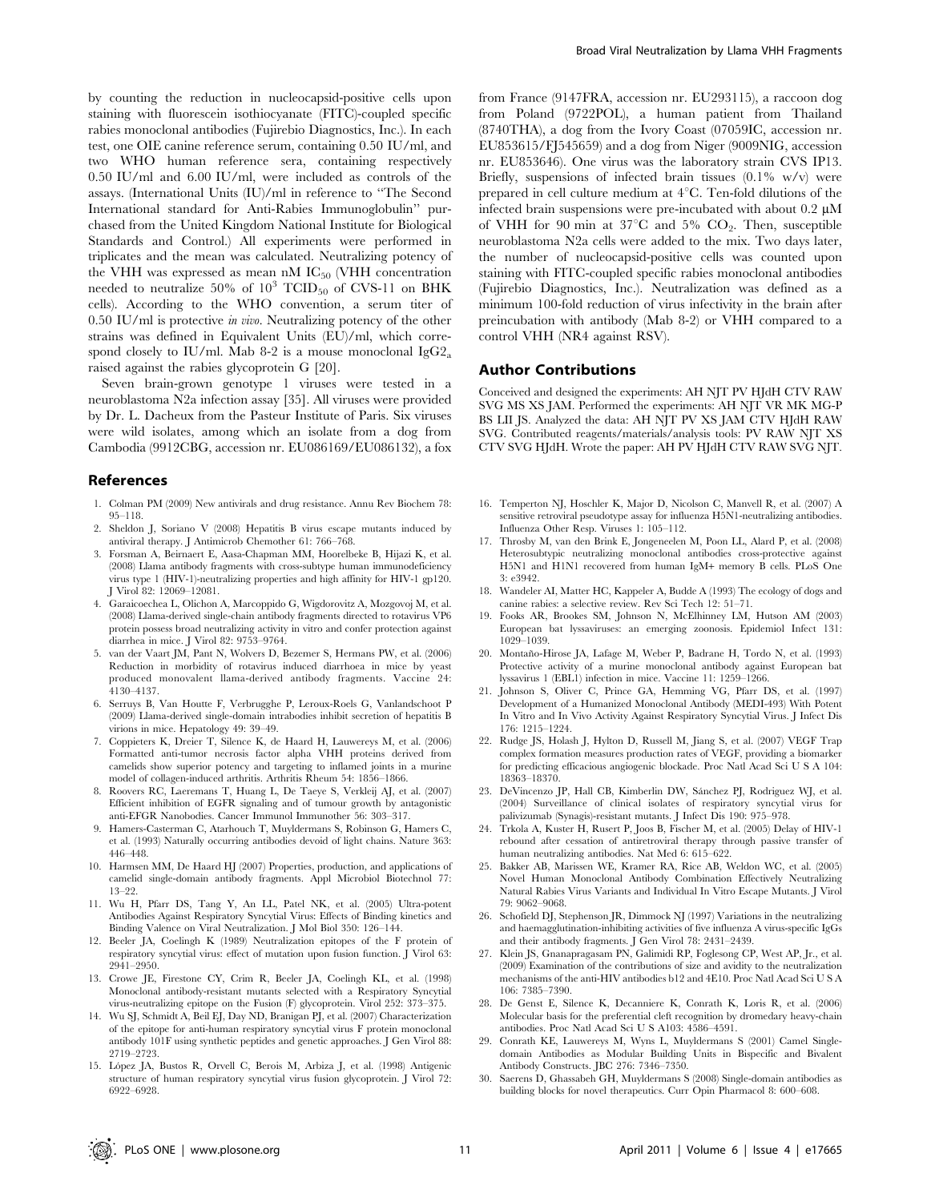by counting the reduction in nucleocapsid-positive cells upon staining with fluorescein isothiocyanate (FITC)-coupled specific rabies monoclonal antibodies (Fujirebio Diagnostics, Inc.). In each test, one OIE canine reference serum, containing 0.50 IU/ml, and two WHO human reference sera, containing respectively 0.50 IU/ml and 6.00 IU/ml, were included as controls of the assays. (International Units (IU)/ml in reference to "The Second International standard for Anti-Rabies Immunoglobulin" purchased from the United Kingdom National Institute for Biological Standards and Control.) All experiments were performed in triplicates and the mean was calculated. Neutralizing potency of the VHH was expressed as mean nM $IC_{50}$ (VHH concentration needed to neutralize 50% of $10^3$ $TCID_{50}$ of CVS-11 on BHK cells). According to the WHO convention, a serum titer of 0.50 IU/ml is protective *in vivo*. Neutralizing potency of the other strains was defined in Equivalent Units (EU)/ml, which correspond closely to IU/ml. Mab 8-2 is a mouse monoclonal $IgG2_a$ raised against the rabies glycoprotein G [20].

Seven brain-grown genotype 1 viruses were tested in a neuroblastoma N2a infection assay [35]. All viruses were provided by Dr. L. Dacheux from the Pasteur Institute of Paris. Six viruses were wild isolates, among which an isolate from a dog from Cambodia (9912CBG, accession nr. EU086169/EU086132), a fox from France (9147FRA, accession nr. EU293115), a raccoon dog from Poland (9722POL), a human patient from Thailand (8740THA), a dog from the Ivory Coast (07059IC, accession nr. EU853615/FJ545659) and a dog from Niger (9009NIG, accession nr. EU853646). One virus was the laboratory strain CVS IP13. Briefly, suspensions of infected brain tissues (0.1% w/v) were prepared in cell culture medium at 4°C. Ten-fold dilutions of the infected brain suspensions were pre-incubated with about 0.2 µM of VHH for 90 min at 37°C and 5% $CO_2$. Then, susceptible neuroblastoma N2a cells were added to the mix. Two days later, the number of nucleocapsid-positive cells was counted upon staining with FITC-coupled specific rabies monoclonal antibodies (Fujirebio Diagnostics, Inc.). Neutralization was defined as a minimum 100-fold reduction of virus infectivity in the brain after preincubation with antibody (Mab 8-2) or VHH compared to a control VHH (NR4 against RSV).

## Author Contributions

Conceived and designed the experiments: AH NJT PV HJdH CTV RAW SVG MS XS JAM. Performed the experiments: AH NJT VR MK MG-P BS LII JS. Analyzed the data: AH NJT PV XS JAM CTV HJdH RAW SVG. Contributed reagents/materials/analysis tools: PV RAW NJT XS CTV SVG HJdH. Wrote the paper: AH PV HJdH CTV RAW SVG NJT.

## References

1. Colman PM (2009) New antivirals and drug resistance. Annu Rev Biochem 78: 95–118.
2. Sheldon J, Soriano V (2008) Hepatitis B virus escape mutants induced by antiviral therapy. J Antimicrob Chemother 61: 766–768.
3. Forsman A, Beirnaert E, Aasa-Chapman MM, Hoorelbeke B, Hijazi K, et al. (2008) Llama antibody fragments with cross-subtype human immunodeficiency virus type 1 (HIV-1)-neutralizing properties and high affinity for HIV-1 gp120. J Virol 82: 12069–12081.
4. Garaicoechea L, Olichon A, Marcoppido G, Wigdorovitz A, Mozgovoj M, et al. (2008) Llama-derived single-chain antibody fragments directed to rotavirus VP6 protein possess broad neutralizing activity in vitro and confer protection against diarrhea in mice. J Virol 82: 9753–9764.
5. van der Vaart JM, Pant N, Wolvers D, Bezemer S, Hermans PW, et al. (2006) Reduction in morbidity of rotavirus induced diarrhoea in mice by yeast produced monovalent llama-derived antibody fragments. Vaccine 24: 4130–4137.
6. Serruys B, Van Houtte F, Verbrugghe P, Leroux-Roels G, Vanlandschoot P (2009) Llama-derived single-domain intrabodies inhibit secretion of hepatitis B virions in mice. Hepatology 49: 39–49.
7. Coppieters K, Dreier T, Silence K, de Haard H, Lauwereys M, et al. (2006) Formatted anti-tumor necrosis factor alpha VHH proteins derived from camelids show superior potency and targeting to inflamed joints in a murine model of collagen-induced arthritis. Arthritis Rheum 54: 1856–1866.
8. Roovers RC, Laeremans T, Huang L, De Taeye S, Verkleij AJ, et al. (2007) Efficient inhibition of EGFR signaling and of tumour growth by antagonistic anti-EGFR Nanobodies. Cancer Immunol Immunother 56: 303–317.
9. Hamers-Casterman C, Atarhouch T, Muyldermans S, Robinson G, Hamers C, et al. (1993) Naturally occurring antibodies devoid of light chains. Nature 363: 446–448.
10. Harmsen MM, De Haard HJ (2007) Properties, production, and applications of camelid single-domain antibody fragments. Appl Microbiol Biotechnol 77: 13–22.
11. Wu H, Pfarr DS, Tang Y, An LL, Patel NK, et al. (2005) Ultra-potent Antibodies Against Respiratory Syncytial Virus: Effects of Binding kinetics and Binding Valence on Viral Neutralization. J Mol Biol 350: 126–144.
12. Beeler JA, Coelingh K (1989) Neutralization epitopes of the F protein of respiratory syncytial virus: effect of mutation upon fusion function. J Virol 63: 2941–2950.
13. Crowe JE, Firestone CY, Crim R, Beeler JA, Coelingh KL, et al. (1998) Monoclonal antibody-resistant mutants selected with a Respiratory Syncytial virus-neutralizing epitope on the Fusion (F) glycoprotein. Virol 252: 373–375.
14. Wu SJ, Schmidt A, Beil EJ, Day ND, Branigan PJ, et al. (2007) Characterization of the epitope for anti-human respiratory syncytial virus F protein monoclonal antibody 101F using synthetic peptides and genetic approaches. J Gen Virol 88: 2719–2723.
15. López JA, Bustos R, Orvell C, Berois M, Arbiza J, et al. (1998) Antigenic structure of human respiratory syncytial virus fusion glycoprotein. J Virol 72: 6922–6928.
16. Temperton NJ, Hoschler K, Major D, Nicolson C, Manvell R, et al. (2007) A sensitive retroviral pseudotype assay for influenza H5N1-neutralizing antibodies. Influenza Other Resp. Viruses 1: 105–112.
17. Throsby M, van den Brink E, Jongeneelen M, Poon LL, Alard P, et al. (2008) Heterosubtypic neutralizing monoclonal antibodies cross-protective against H5N1 and H1N1 recovered from human IgM+ memory B cells. PLoS One 3: e3942.
18. Wandeler AI, Matter HC, Kappeler A, Budde A (1993) The ecology of dogs and canine rabies: a selective review. Rev Sci Tech 12: 51–71.
19. Fooks AR, Brookes SM, Johnson N, McElhinney LM, Hutson AM (2003) European bat lyssaviruses: an emerging zoonosis. Epidemiol Infect 131: 1029–1039.
20. Montaño-Hirose JA, Lafage M, Weber P, Badrane H, Tordo N, et al. (1993) Protective activity of a murine monoclonal antibody against European bat lyssavirus 1 (EBL1) infection in mice. Vaccine 11: 1259–1266.
21. Johnson S, Oliver C, Prince GA, Hemming VG, Pfarr DS, et al. (1997) Development of a Humanized Monoclonal Antibody (MEDI-493) With Potent In Vitro and In Vivo Activity Against Respiratory Syncytial Virus. J Infect Dis 176: 1215–1224.
22. Rudge JS, Holash J, Hylton D, Russell M, Jiang S, et al. (2007) VEGF Trap complex formation measures production rates of VEGF, providing a biomarker for predicting efficacious angiogenic blockade. Proc Natl Acad Sci U S A 104: 18363–18370.
23. DeVincenzo JP, Hall CB, Kimberlin DW, Sánchez PJ, Rodriguez WJ, et al. (2004) Surveillance of clinical isolates of respiratory syncytial virus for palivizumab (Synagis)-resistant mutants. J Infect Dis 190: 975–978.
24. Trkola A, Kuster H, Rusert P, Joos B, Fischer M, et al. (2005) Delay of HIV-1 rebound after cessation of antiretroviral therapy through passive transfer of human neutralizing antibodies. Nat Med 6: 615–622.
25. Bakker AB, Marissen WE, Kramer RA, Rice AB, Weldon WC, et al. (2005) Novel Human Monoclonal Antibody Combination Effectively Neutralizing Natural Rabies Virus Variants and Individual In Vitro Escape Mutants. J Virol 79: 9062–9068.
26. Schofield DJ, Stephenson JR, Dimmock NJ (1997) Variations in the neutralizing and haemagglutination-inhibiting activities of five influenza A virus-specific IgGs and their antibody fragments. J Gen Virol 78: 2431–2439.
27. Klein JS, Gnanapragasam PN, Galimidi RP, Foglesong CP, West AP, Jr., et al. (2009) Examination of the contributions of size and avidity to the neutralization mechanisms of the anti-HIV antibodies b12 and 4E10. Proc Natl Acad Sci U S A 106: 7385–7390.
28. De Genst E, Silence K, Decanniere K, Conrath K, Loris R, et al. (2006) Molecular basis for the preferential cleft recognition by dromedary heavy-chain antibodies. Proc Natl Acad Sci U S A103: 4586–4591.
29. Conrath KE, Lauwereys M, Wyns L, Muyldermans S (2001) Camel Single-domain Antibodies as Modular Building Units in Bispecific and Bivalent Antibody Constructs. JBC 276: 7346–7350.
30. Saerens D, Ghassabeh GH, Muyldermans S (2008) Single-domain antibodies as building blocks for novel therapeutics. Curr Opin Pharmacol 8: 600–608.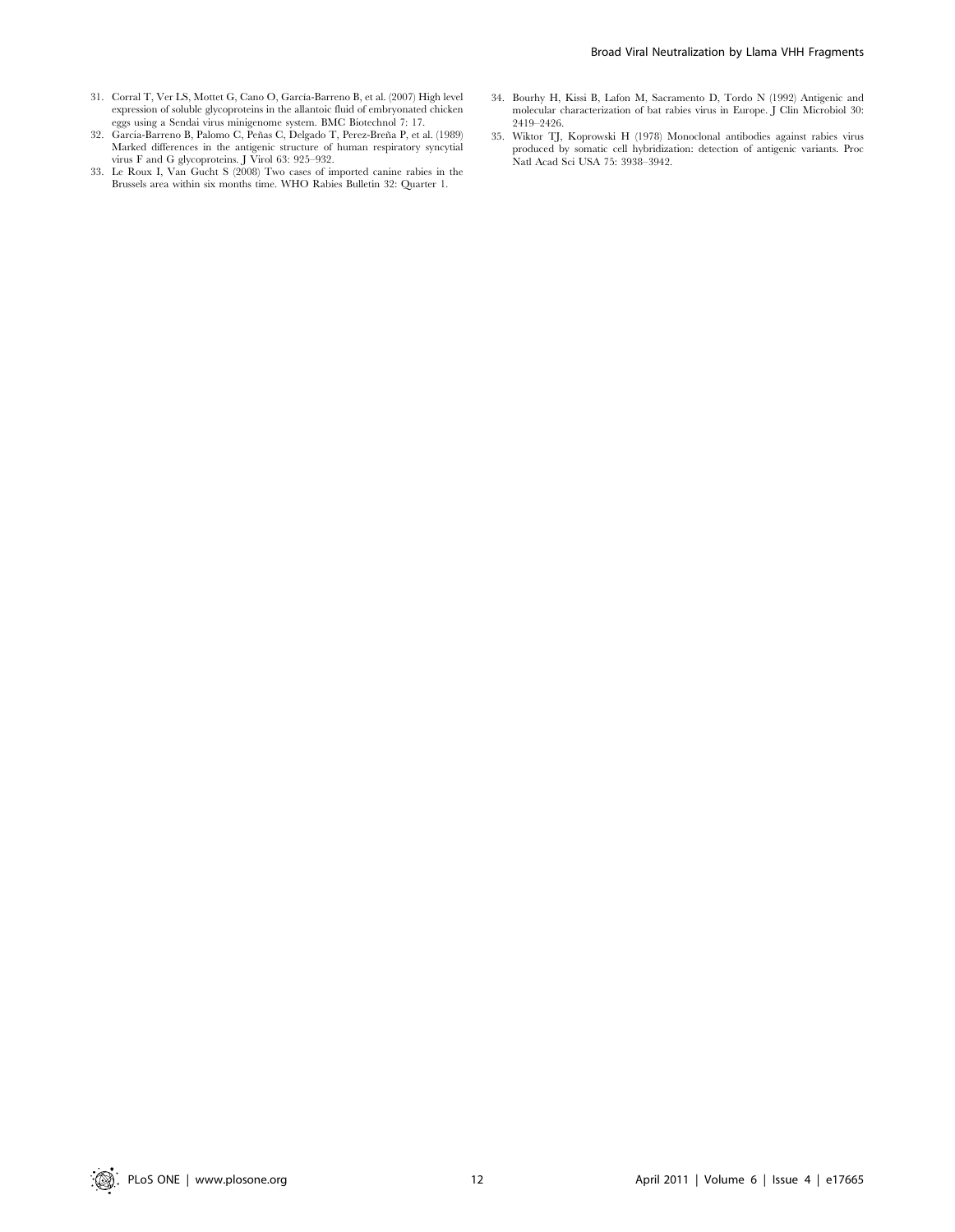31. Corral T, Ver LS, Mottet G, Cano O, García-Barreno B, et al. (2007) High level expression of soluble glycoproteins in the allantoic fluid of embryonated chicken eggs using a Sendai virus minigenome system. BMC Biotechnol 7: 17.
32. García-Barreno B, Palomo C, Peñas C, Delgado T, Perez-Breña P, et al. (1989) Marked differences in the antigenic structure of human respiratory syncytial virus F and G glycoproteins. J Virol 63: 925–932.
33. Le Roux I, Van Gucht S (2008) Two cases of imported canine rabies in the Brussels area within six months time. WHO Rabies Bulletin 32: Quarter 1.
34. Bourhy H, Kissi B, Lafon M, Sacramento D, Tordo N (1992) Antigenic and molecular characterization of bat rabies virus in Europe. J Clin Microbiol 30: 2419–2426.
35. Wiktor TJ, Koprowski H (1978) Monoclonal antibodies against rabies virus produced by somatic cell hybridization: detection of antigenic variants. Proc Natl Acad Sci USA 75: 3938–3942.